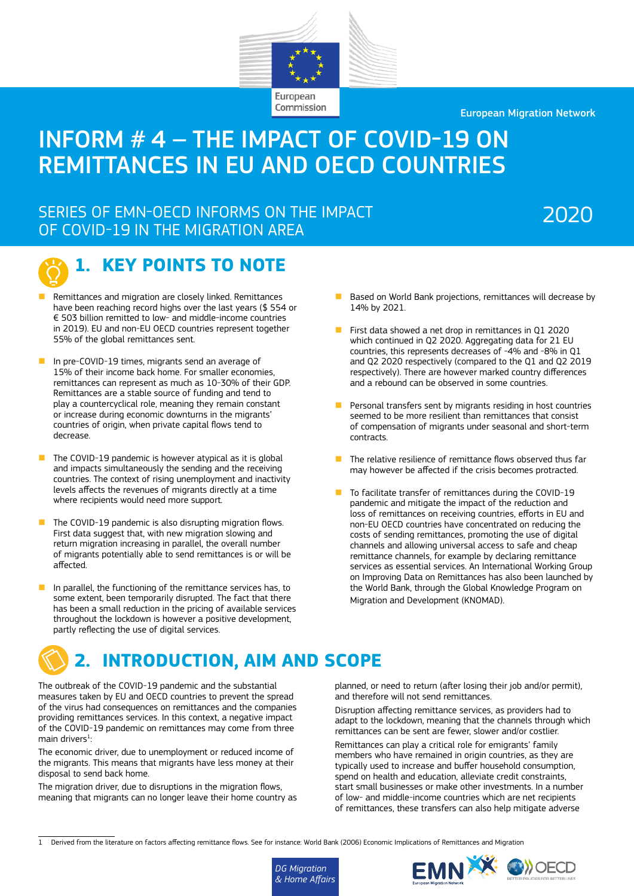European Commission

European Migration Network

# INFORM # 4 – THE IMPACT OF COVID-19 ON REMITTANCES IN EU AND OECD COUNTRIES

SERIES OF EMN-OECD INFORMS ON THE IMPACT OF COVID-19 IN THE MIGRATION AREA

2020

## 1. KEY POINTS TO NOTE

- Remittances and migration are closely linked. Remittances have been reaching record highs over the last years ($ 554 or € 503 billion remitted to low- and middle-income countries in 2019). EU and non-EU OECD countries represent together 55% of the global remittances sent.
- In pre-COVID-19 times, migrants send an average of 15% of their income back home. For smaller economies, remittances can represent as much as 10-30% of their GDP. Remittances are a stable source of funding and tend to play a countercyclical role, meaning they remain constant or increase during economic downturns in the migrants' countries of origin, when private capital flows tend to decrease.
- The COVID-19 pandemic is however atypical as it is global and impacts simultaneously the sending and the receiving countries. The context of rising unemployment and inactivity levels affects the revenues of migrants directly at a time where recipients would need more support.
- The COVID-19 pandemic is also disrupting migration flows. First data suggest that, with new migration slowing and return migration increasing in parallel, the overall number of migrants potentially able to send remittances is or will be affected.
- In parallel, the functioning of the remittance services has, to some extent, been temporarily disrupted. The fact that there has been a small reduction in the pricing of available services throughout the lockdown is however a positive development, partly reflecting the use of digital services.
- Based on World Bank projections, remittances will decrease by 14% by 2021.
- First data showed a net drop in remittances in Q1 2020 which continued in Q2 2020. Aggregating data for 21 EU countries, this represents decreases of -4% and -8% in Q1 and Q2 2020 respectively (compared to the Q1 and Q2 2019 respectively). There are however marked country differences and a rebound can be observed in some countries.
- Personal transfers sent by migrants residing in host countries seemed to be more resilient than remittances that consist of compensation of migrants under seasonal and short-term contracts.
- The relative resilience of remittance flows observed thus far may however be affected if the crisis becomes protracted.
- To facilitate transfer of remittances during the COVID-19 pandemic and mitigate the impact of the reduction and loss of remittances on receiving countries, efforts in EU and non-EU OECD countries have concentrated on reducing the costs of sending remittances, promoting the use of digital channels and allowing universal access to safe and cheap remittance channels, for example by declaring remittance services as essential services. An International Working Group on Improving Data on Remittances has also been launched by the World Bank, through the Global Knowledge Program on Migration and Development (KNOMAD).

## 2. INTRODUCTION, AIM AND SCOPE

The outbreak of the COVID-19 pandemic and the substantial measures taken by EU and OECD countries to prevent the spread of the virus had consequences on remittances and the companies providing remittances services. In this context, a negative impact of the COVID-19 pandemic on remittances may come from three main drivers[1]:

The economic driver, due to unemployment or reduced income of the migrants. This means that migrants have less money at their disposal to send back home.

The migration driver, due to disruptions in the migration flows, meaning that migrants can no longer leave their home country as planned, or need to return (after losing their job and/or permit), and therefore will not send remittances.

Disruption affecting remittance services, as providers had to adapt to the lockdown, meaning that the channels through which remittances can be sent are fewer, slower and/or costlier.

Remittances can play a critical role for emigrants' family members who have remained in origin countries, as they are typically used to increase and buffer household consumption, spend on health and education, alleviate credit constraints, start small businesses or make other investments. In a number of low- and middle-income countries which are net recipients of remittances, these transfers can also help mitigate adverse

1 Derived from the literature on factors affecting remittance flows. See for instance: World Bank (2006) Economic Implications of Remittances and Migration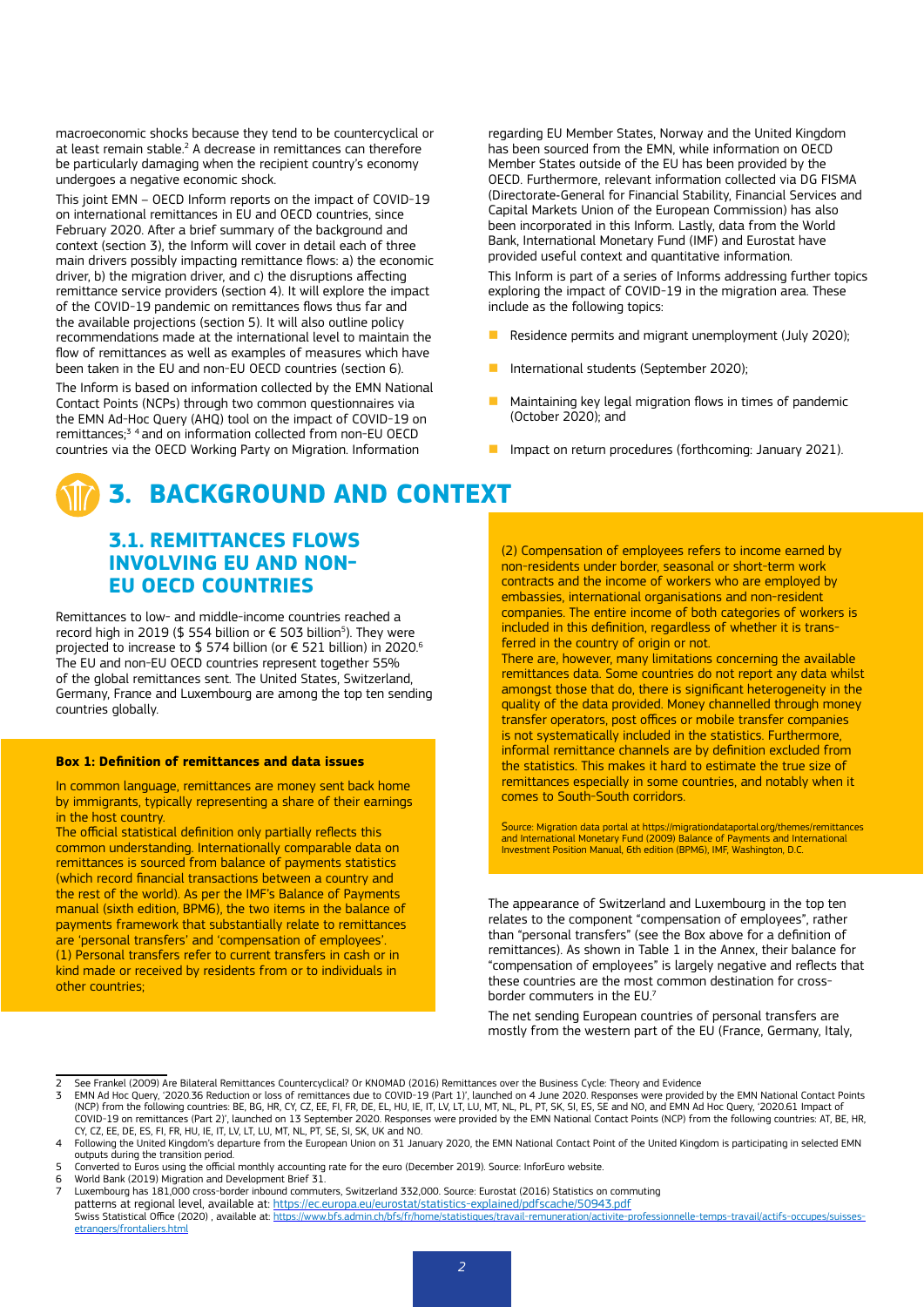macroeconomic shocks because they tend to be countercyclical or at least remain stable.[2] A decrease in remittances can therefore be particularly damaging when the recipient country's economy undergoes a negative economic shock.

This joint EMN – OECD Inform reports on the impact of COVID-19 on international remittances in EU and OECD countries, since February 2020. After a brief summary of the background and context (section 3), the Inform will cover in detail each of three main drivers possibly impacting remittance flows: a) the economic driver, b) the migration driver, and c) the disruptions affecting remittance service providers (section 4). It will explore the impact of the COVID-19 pandemic on remittances flows thus far and the available projections (section 5). It will also outline policy recommendations made at the international level to maintain the flow of remittances as well as examples of measures which have been taken in the EU and non-EU OECD countries (section 6).

The Inform is based on information collected by the EMN National Contact Points (NCPs) through two common questionnaires via the EMN Ad-Hoc Query (AHQ) tool on the impact of COVID-19 on remittances;[3] [4] and on information collected from non-EU OECD countries via the OECD Working Party on Migration. Information regarding EU Member States, Norway and the United Kingdom has been sourced from the EMN, while information on OECD Member States outside of the EU has been provided by the OECD. Furthermore, relevant information collected via DG FISMA (Directorate-General for Financial Stability, Financial Services and Capital Markets Union of the European Commission) has also been incorporated in this Inform. Lastly, data from the World Bank, International Monetary Fund (IMF) and Eurostat have provided useful context and quantitative information.

This Inform is part of a series of Informs addressing further topics exploring the impact of COVID-19 in the migration area. These include as the following topics:

- Residence permits and migrant unemployment (July 2020);
- International students (September 2020);
- Maintaining key legal migration flows in times of pandemic (October 2020); and
- Impact on return procedures (forthcoming: January 2021).

# 3. BACKGROUND AND CONTEXT

## 3.1. REMITTANCES FLOWS INVOLVING EU AND NON-EU OECD COUNTRIES

Remittances to low- and middle-income countries reached a record high in 2019 ($ 554 billion or € 503 billion[5]). They were projected to increase to $ 574 billion (or € 521 billion) in 2020.[6] The EU and non-EU OECD countries represent together 55% of the global remittances sent. The United States, Switzerland, Germany, France and Luxembourg are among the top ten sending countries globally.

**Box 1: Definition of remittances and data issues**

In common language, remittances are money sent back home by immigrants, typically representing a share of their earnings in the host country.

The official statistical definition only partially reflects this common understanding. Internationally comparable data on remittances is sourced from balance of payments statistics (which record financial transactions between a country and the rest of the world). As per the IMF's Balance of Payments manual (sixth edition, BPM6), the two items in the balance of payments framework that substantially relate to remittances are 'personal transfers' and 'compensation of employees'.

(1) Personal transfers refer to current transfers in cash or in kind made or received by residents from or to individuals in other countries;

(2) Compensation of employees refers to income earned by non-residents under border, seasonal or short-term work contracts and the income of workers who are employed by embassies, international organisations and non-resident companies. The entire income of both categories of workers is included in this definition, regardless of whether it is transferred in the country of origin or not.

There are, however, many limitations concerning the available remittances data. Some countries do not report any data whilst amongst those that do, there is significant heterogeneity in the quality of the data provided. Money channelled through money transfer operators, post offices or mobile transfer companies is not systematically included in the statistics. Furthermore, informal remittance channels are by definition excluded from the statistics. This makes it hard to estimate the true size of remittances especially in some countries, and notably when it comes to South-South corridors.

Source: Migration data portal at https://migrationdataportal.org/themes/remittances and International Monetary Fund (2009) Balance of Payments and International Investment Position Manual, 6th edition (BPM6), IMF, Washington, D.C.

The appearance of Switzerland and Luxembourg in the top ten relates to the component "compensation of employees", rather than "personal transfers" (see the Box above for a definition of remittances). As shown in Table 1 in the Annex, their balance for "compensation of employees" is largely negative and reflects that these countries are the most common destination for cross-border commuters in the EU.[7]

The net sending European countries of personal transfers are mostly from the western part of the EU (France, Germany, Italy,

---

[2] See Frankel (2009) Are Bilateral Remittances Countercyclical? Or KNOMAD (2016) Remittances over the Business Cycle: Theory and Evidence

[3] EMN Ad Hoc Query, '2020.36 Reduction or loss of remittances due to COVID-19 (Part 1)', launched on 4 June 2020. Responses were provided by the EMN National Contact Points (NCP) from the following countries: BE, BG, HR, CY, CZ, EE, FI, FR, DE, EL, HU, IE, IT, LV, LT, LU, MT, NL, PL, PT, SK, SI, ES, SE and NO, and EMN Ad Hoc Query, '2020.61 Impact of COVID-19 on remittances (Part 2)', launched on 13 September 2020. Responses were provided by the EMN National Contact Points (NCP) from the following countries: AT, BE, HR, CY, CZ, EE, DE, ES, FI, FR, HU, IE, IT, LV, LT, LU, MT, NL, PT, SE, SI, SK, UK and NO.

[4] Following the United Kingdom's departure from the European Union on 31 January 2020, the EMN National Contact Point of the United Kingdom is participating in selected EMN outputs during the transition period.

[5] Converted to Euros using the official monthly accounting rate for the euro (December 2019). Source: InforEuro website.

[6] World Bank (2019) Migration and Development Brief 31.

[7] Luxembourg has 181,000 cross-border inbound commuters, Switzerland 332,000. Source: Eurostat (2016) Statistics on commuting patterns at regional level, available at: https://ec.europa.eu/eurostat/statistics-explained/pdfscache/50943.pdf
Swiss Statistical Office (2020) , available at: https://www.bfs.admin.ch/bfs/fr/home/statistiques/travail-remuneration/activite-professionnelle-temps-travail/actifs-occupes/suisses-etrangers/frontaliers.html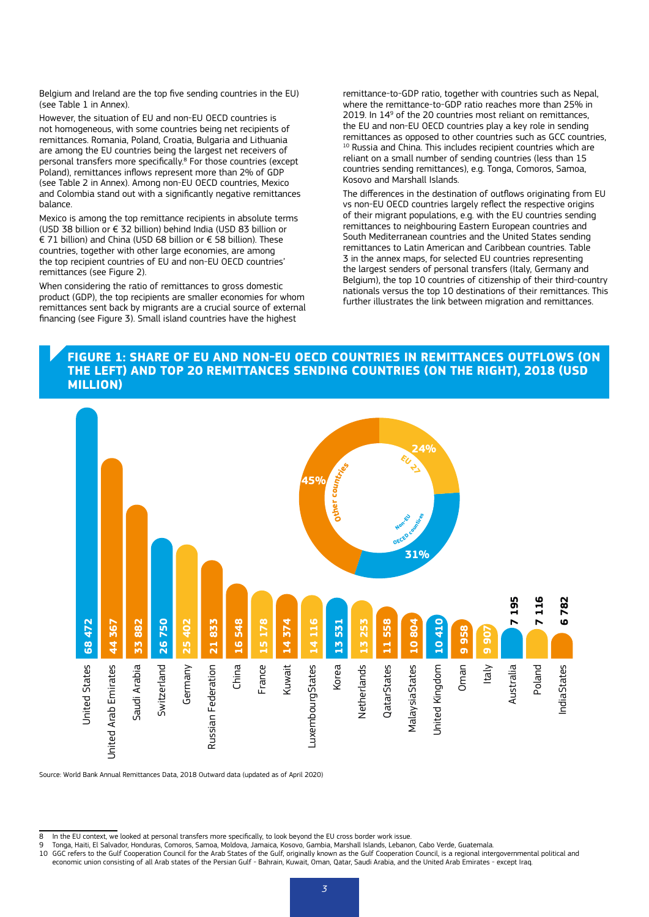Belgium and Ireland are the top five sending countries in the EU) (see Table 1 in Annex).

However, the situation of EU and non-EU OECD countries is not homogeneous, with some countries being net recipients of remittances. Romania, Poland, Croatia, Bulgaria and Lithuania are among the EU countries being the largest net receivers of personal transfers more specifically.[8] For those countries (except Poland), remittances inflows represent more than 2% of GDP (see Table 2 in Annex). Among non-EU OECD countries, Mexico and Colombia stand out with a significantly negative remittances balance.

Mexico is among the top remittance recipients in absolute terms (USD 38 billion or € 32 billion) behind India (USD 83 billion or € 71 billion) and China (USD 68 billion or € 58 billion). These countries, together with other large economies, are among the top recipient countries of EU and non-EU OECD countries' remittances (see Figure 2).

When considering the ratio of remittances to gross domestic product (GDP), the top recipients are smaller economies for whom remittances sent back by migrants are a crucial source of external financing (see Figure 3). Small island countries have the highest remittance-to-GDP ratio, together with countries such as Nepal, where the remittance-to-GDP ratio reaches more than 25% in 2019. In 14[9] of the 20 countries most reliant on remittances, the EU and non-EU OECD countries play a key role in sending remittances as opposed to other countries such as GCC countries,[10] Russia and China. This includes recipient countries which are reliant on a small number of sending countries (less than 15 countries sending remittances), e.g. Tonga, Comoros, Samoa, Kosovo and Marshall Islands.

The differences in the destination of outflows originating from EU vs non-EU OECD countries largely reflect the respective origins of their migrant populations, e.g. with the EU countries sending remittances to neighbouring Eastern European countries and South Mediterranean countries and the United States sending remittances to Latin American and Caribbean countries. Table 3 in the annex maps, for selected EU countries representing the largest senders of personal transfers (Italy, Germany and Belgium), the top 10 countries of citizenship of their third-country nationals versus the top 10 destinations of their remittances. This further illustrates the link between migration and remittances.

## FIGURE 1: SHARE OF EU AND NON-EU OECD COUNTRIES IN REMITTANCES OUTFLOWS (ON THE LEFT) AND TOP 20 REMITTANCES SENDING COUNTRIES (ON THE RIGHT), 2018 (USD MILLION)

| Country | USD million |
|---|---|
| United States | 68 472 |
| United Arab Emirates | 44 367 |
| Saudi Arabia | 33 882 |
| Switzerland | 26 750 |
| Germany | 25 402 |
| Russian Federation | 21 833 |
| China | 16 548 |
| France | 15 178 |
| Kuwait | 14 374 |
| Luxembourg States | 14 116 |
| Korea | 13 531 |
| Netherlands | 13 253 |
| Qatar States | 11 558 |
| Malaysia States | 10 804 |
| United Kingdom | 10 410 |
| Oman | 9 958 |
| Italy | 9 907 |
| Australia | 7 195 |
| Poland | 7 116 |
| India States | 6 782 |

| Share of remittances outflows | % |
|---|---|
| EU 27 | 24% |
| Non-EU OECD countries | 31% |
| Other countries | 45% |

Source: World Bank Annual Remittances Data, 2018 Outward data (updated as of April 2020)

---

8 In the EU context, we looked at personal transfers more specifically, to look beyond the EU cross border work issue.

9 Tonga, Haiti, El Salvador, Honduras, Comoros, Samoa, Moldova, Jamaica, Kosovo, Gambia, Marshall Islands, Lebanon, Cabo Verde, Guatemala.

10 GGC refers to the Gulf Cooperation Council for the Arab States of the Gulf, originally known as the Gulf Cooperation Council, is a regional intergovernmental political and economic union consisting of all Arab states of the Persian Gulf - Bahrain, Kuwait, Oman, Qatar, Saudi Arabia, and the United Arab Emirates - except Iraq.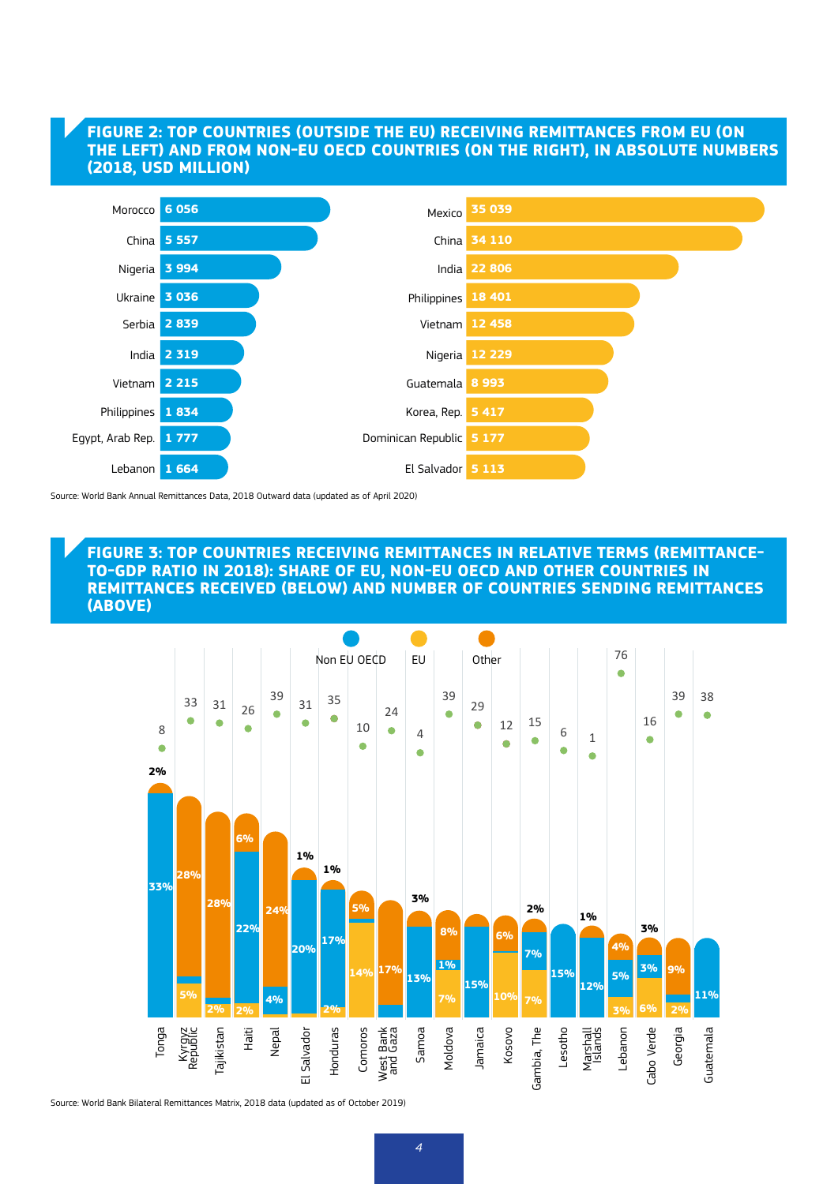## FIGURE 2: TOP COUNTRIES (OUTSIDE THE EU) RECEIVING REMITTANCES FROM EU (ON THE LEFT) AND FROM NON-EU OECD COUNTRIES (ON THE RIGHT), IN ABSOLUTE NUMBERS (2018, USD MILLION)

| From EU | USD million | From non-EU OECD | USD million |
|---|---|---|---|
| Morocco | 6 056 | Mexico | 35 039 |
| China | 5 557 | China | 34 110 |
| Nigeria | 3 994 | India | 22 806 |
| Ukraine | 3 036 | Philippines | 18 401 |
| Serbia | 2 839 | Vietnam | 12 458 |
| India | 2 319 | Nigeria | 12 229 |
| Vietnam | 2 215 | Guatemala | 8 993 |
| Philippines | 1 834 | Korea, Rep. | 5 417 |
| Egypt, Arab Rep. | 1 777 | Dominican Republic | 5 177 |
| Lebanon | 1 664 | El Salvador | 5 113 |

Source: World Bank Annual Remittances Data, 2018 Outward data (updated as of April 2020)

## FIGURE 3: TOP COUNTRIES RECEIVING REMITTANCES IN RELATIVE TERMS (REMITTANCE-TO-GDP RATIO IN 2018): SHARE OF EU, NON-EU OECD AND OTHER COUNTRIES IN REMITTANCES RECEIVED (BELOW) AND NUMBER OF COUNTRIES SENDING REMITTANCES (ABOVE)

| Country | Number of sending countries | Non EU OECD | EU | Other |
|---|---|---|---|---|
| Tonga | 8 | 33% | | 2% |
| Kyrgyz Republic | 33 | | 5% | 28% |
| Tajikistan | 31 | | 2% | 28% |
| Haiti | 26 | 22% | 2% | 6% |
| Nepal | 39 | 4% | | 24% |
| El Salvador | 31 | 20% | | 1% |
| Honduras | 35 | 17% | 2% | 1% |
| Comoros | 10 | | 14% | 5% |
| West Bank and Gaza | 24 | | | 17% |
| Samoa | 4 | 13% | | 3% |
| Moldova | 39 | 1% | 7% | 8% |
| Jamaica | 29 | 15% | | |
| Kosovo | 12 | | 10% | 6% |
| Gambia, The | 15 | 7% | 7% | 2% |
| Lesotho | 6 | 15% | | |
| Marshall Islands | 1 | 12% | | 1% |
| Lebanon | 76 | 5% | 3% | 4% |
| Cabo Verde | 16 | 3% | 6% | 3% |
| Georgia | 39 | | 2% | 9% |
| Guatemala | 38 | 11% | | |

Source: World Bank Bilateral Remittances Matrix, 2018 data (updated as of October 2019)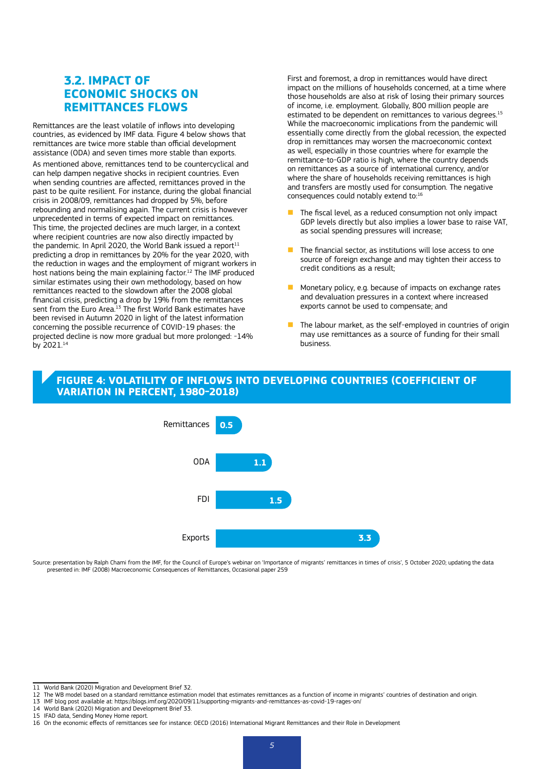## 3.2. IMPACT OF ECONOMIC SHOCKS ON REMITTANCES FLOWS

Remittances are the least volatile of inflows into developing countries, as evidenced by IMF data. Figure 4 below shows that remittances are twice more stable than official development assistance (ODA) and seven times more stable than exports.

As mentioned above, remittances tend to be countercyclical and can help dampen negative shocks in recipient countries. Even when sending countries are affected, remittances proved in the past to be quite resilient. For instance, during the global financial crisis in 2008/09, remittances had dropped by 5%, before rebounding and normalising again. The current crisis is however unprecedented in terms of expected impact on remittances. This time, the projected declines are much larger, in a context where recipient countries are now also directly impacted by the pandemic. In April 2020, the World Bank issued a report[11] predicting a drop in remittances by 20% for the year 2020, with the reduction in wages and the employment of migrant workers in host nations being the main explaining factor.[12] The IMF produced similar estimates using their own methodology, based on how remittances reacted to the slowdown after the 2008 global financial crisis, predicting a drop by 19% from the remittances sent from the Euro Area.[13] The first World Bank estimates have been revised in Autumn 2020 in light of the latest information concerning the possible recurrence of COVID-19 phases: the projected decline is now more gradual but more prolonged: -14% by 2021.[14]

First and foremost, a drop in remittances would have direct impact on the millions of households concerned, at a time where those households are also at risk of losing their primary sources of income, i.e. employment. Globally, 800 million people are estimated to be dependent on remittances to various degrees.[15] While the macroeconomic implications from the pandemic will essentially come directly from the global recession, the expected drop in remittances may worsen the macroeconomic context as well, especially in those countries where for example the remittance-to-GDP ratio is high, where the country depends on remittances as a source of international currency, and/or where the share of households receiving remittances is high and transfers are mostly used for consumption. The negative consequences could notably extend to:[16]

- The fiscal level, as a reduced consumption not only impact GDP levels directly but also implies a lower base to raise VAT, as social spending pressures will increase;
- The financial sector, as institutions will lose access to one source of foreign exchange and may tighten their access to credit conditions as a result;
- Monetary policy, e.g. because of impacts on exchange rates and devaluation pressures in a context where increased exports cannot be used to compensate; and
- The labour market, as the self-employed in countries of origin may use remittances as a source of funding for their small business.

**FIGURE 4: VOLATILITY OF INFLOWS INTO DEVELOPING COUNTRIES (COEFFICIENT OF VARIATION IN PERCENT, 1980-2018)**

| Inflow | Coefficient of variation |
|---|---|
| Remittances | 0.5 |
| ODA | 1.1 |
| FDI | 1.5 |
| Exports | 3.3 |

Source: presentation by Ralph Chami from the IMF, for the Council of Europe's webinar on 'Importance of migrants' remittances in times of crisis', 5 October 2020; updating the data presented in: IMF (2008) Macroeconomic Consequences of Remittances, Occasional paper 259

---

11 World Bank (2020) Migration and Development Brief 32.
12 The WB model based on a standard remittance estimation model that estimates remittances as a function of income in migrants' countries of destination and origin.
13 IMF blog post available at: https://blogs.imf.org/2020/09/11/supporting-migrants-and-remittances-as-covid-19-rages-on/
14 World Bank (2020) Migration and Development Brief 33.
15 IFAD data, Sending Money Home report.
16 On the economic effects of remittances see for instance: OECD (2016) International Migrant Remittances and their Role in Development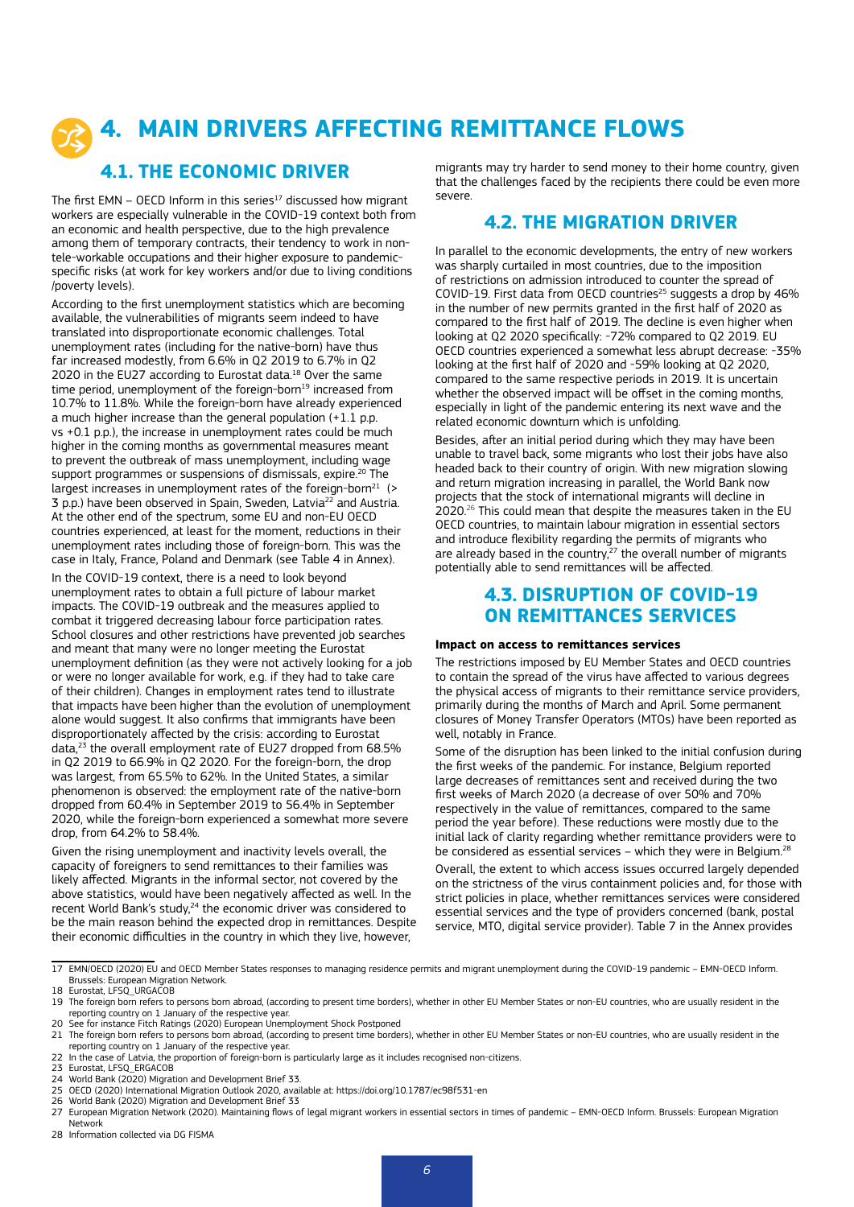# 4. MAIN DRIVERS AFFECTING REMITTANCE FLOWS

## 4.1. THE ECONOMIC DRIVER

The first EMN – OECD Inform in this series[17] discussed how migrant workers are especially vulnerable in the COVID-19 context both from an economic and health perspective, due to the high prevalence among them of temporary contracts, their tendency to work in non-tele-workable occupations and their higher exposure to pandemic-specific risks (at work for key workers and/or due to living conditions /poverty levels).

According to the first unemployment statistics which are becoming available, the vulnerabilities of migrants seem indeed to have translated into disproportionate economic challenges. Total unemployment rates (including for the native-born) have thus far increased modestly, from 6.6% in Q2 2019 to 6.7% in Q2 2020 in the EU27 according to Eurostat data.[18] Over the same time period, unemployment of the foreign-born[19] increased from 10.7% to 11.8%. While the foreign-born have already experienced a much higher increase than the general population (+1.1 p.p. vs +0.1 p.p.), the increase in unemployment rates could be much higher in the coming months as governmental measures meant to prevent the outbreak of mass unemployment, including wage support programmes or suspensions of dismissals, expire.[20] The largest increases in unemployment rates of the foreign-born[21] (> 3 p.p.) have been observed in Spain, Sweden, Latvia[22] and Austria. At the other end of the spectrum, some EU and non-EU OECD countries experienced, at least for the moment, reductions in their unemployment rates including those of foreign-born. This was the case in Italy, France, Poland and Denmark (see Table 4 in Annex).

In the COVID-19 context, there is a need to look beyond unemployment rates to obtain a full picture of labour market impacts. The COVID-19 outbreak and the measures applied to combat it triggered decreasing labour force participation rates. School closures and other restrictions have prevented job searches and meant that many were no longer meeting the Eurostat unemployment definition (as they were not actively looking for a job or were no longer available for work, e.g. if they had to take care of their children). Changes in employment rates tend to illustrate that impacts have been higher than the evolution of unemployment alone would suggest. It also confirms that immigrants have been disproportionately affected by the crisis: according to Eurostat data,[23] the overall employment rate of EU27 dropped from 68.5% in Q2 2019 to 66.9% in Q2 2020. For the foreign-born, the drop was largest, from 65.5% to 62%. In the United States, a similar phenomenon is observed: the employment rate of the native-born dropped from 60.4% in September 2019 to 56.4% in September 2020, while the foreign-born experienced a somewhat more severe drop, from 64.2% to 58.4%.

Given the rising unemployment and inactivity levels overall, the capacity of foreigners to send remittances to their families was likely affected. Migrants in the informal sector, not covered by the above statistics, would have been negatively affected as well. In the recent World Bank's study,[24] the economic driver was considered to be the main reason behind the expected drop in remittances. Despite their economic difficulties in the country in which they live, however, migrants may try harder to send money to their home country, given that the challenges faced by the recipients there could be even more severe.

## 4.2. THE MIGRATION DRIVER

In parallel to the economic developments, the entry of new workers was sharply curtailed in most countries, due to the imposition of restrictions on admission introduced to counter the spread of COVID-19. First data from OECD countries[25] suggests a drop by 46% in the number of new permits granted in the first half of 2020 as compared to the first half of 2019. The decline is even higher when looking at Q2 2020 specifically: -72% compared to Q2 2019. EU OECD countries experienced a somewhat less abrupt decrease: -35% looking at the first half of 2020 and -59% looking at Q2 2020, compared to the same respective periods in 2019. It is uncertain whether the observed impact will be offset in the coming months, especially in light of the pandemic entering its next wave and the related economic downturn which is unfolding.

Besides, after an initial period during which they may have been unable to travel back, some migrants who lost their jobs have also headed back to their country of origin. With new migration slowing and return migration increasing in parallel, the World Bank now projects that the stock of international migrants will decline in 2020.[26] This could mean that despite the measures taken in the EU OECD countries, to maintain labour migration in essential sectors and introduce flexibility regarding the permits of migrants who are already based in the country,[27] the overall number of migrants potentially able to send remittances will be affected.

## 4.3. DISRUPTION OF COVID-19 ON REMITTANCES SERVICES

**Impact on access to remittances services**

The restrictions imposed by EU Member States and OECD countries to contain the spread of the virus have affected to various degrees the physical access of migrants to their remittance service providers, primarily during the months of March and April. Some permanent closures of Money Transfer Operators (MTOs) have been reported as well, notably in France.

Some of the disruption has been linked to the initial confusion during the first weeks of the pandemic. For instance, Belgium reported large decreases of remittances sent and received during the two first weeks of March 2020 (a decrease of over 50% and 70% respectively in the value of remittances, compared to the same period the year before). These reductions were mostly due to the initial lack of clarity regarding whether remittance providers were to be considered as essential services – which they were in Belgium.[28]

Overall, the extent to which access issues occurred largely depended on the strictness of the virus containment policies and, for those with strict policies in place, whether remittances services were considered essential services and the type of providers concerned (bank, postal service, MTO, digital service provider). Table 7 in the Annex provides

---

17 EMN/OECD (2020) EU and OECD Member States responses to managing residence permits and migrant unemployment during the COVID-19 pandemic – EMN-OECD Inform. Brussels: European Migration Network.
18 Eurostat, LFSQ_URGACOB
19 The foreign born refers to persons born abroad, (according to present time borders), whether in other EU Member States or non-EU countries, who are usually resident in the reporting country on 1 January of the respective year.
20 See for instance Fitch Ratings (2020) European Unemployment Shock Postponed
21 The foreign born refers to persons born abroad, (according to present time borders), whether in other EU Member States or non-EU countries, who are usually resident in the reporting country on 1 January of the respective year.
22 In the case of Latvia, the proportion of foreign-born is particularly large as it includes recognised non-citizens.
23 Eurostat, LFSQ_ERGACOB
24 World Bank (2020) Migration and Development Brief 33.
25 OECD (2020) International Migration Outlook 2020, available at: https://doi.org/10.1787/ec98f531-en
26 World Bank (2020) Migration and Development Brief 33
27 European Migration Network (2020). Maintaining flows of legal migrant workers in essential sectors in times of pandemic – EMN-OECD Inform. Brussels: European Migration Network
28 Information collected via DG FISMA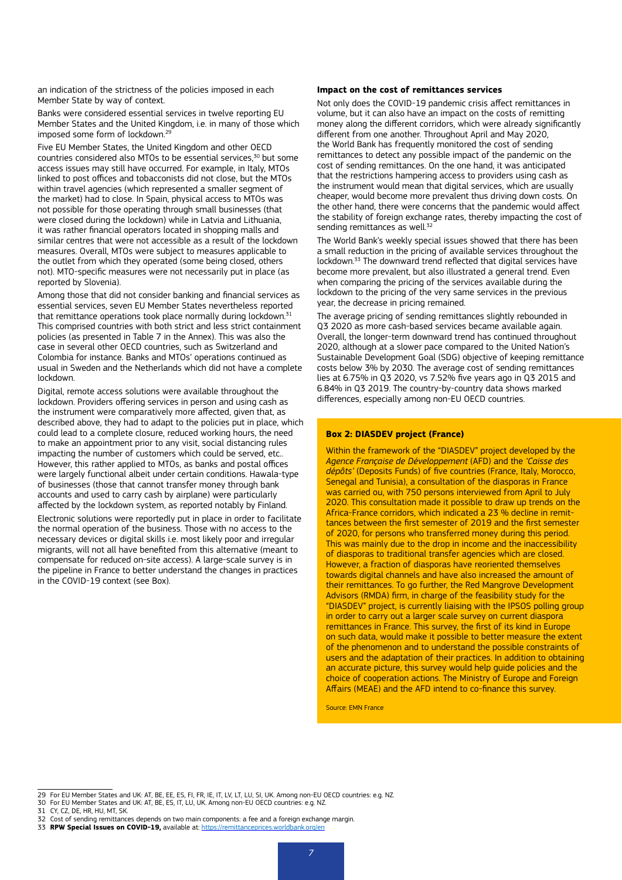an indication of the strictness of the policies imposed in each Member State by way of context.

Banks were considered essential services in twelve reporting EU Member States and the United Kingdom, i.e. in many of those which imposed some form of lockdown.[29]

Five EU Member States, the United Kingdom and other OECD countries considered also MTOs to be essential services,[30] but some access issues may still have occurred. For example, in Italy, MTOs linked to post offices and tobacconists did not close, but the MTOs within travel agencies (which represented a smaller segment of the market) had to close. In Spain, physical access to MTOs was not possible for those operating through small businesses (that were closed during the lockdown) while in Latvia and Lithuania, it was rather financial operators located in shopping malls and similar centres that were not accessible as a result of the lockdown measures. Overall, MTOs were subject to measures applicable to the outlet from which they operated (some being closed, others not). MTO-specific measures were not necessarily put in place (as reported by Slovenia).

Among those that did not consider banking and financial services as essential services, seven EU Member States nevertheless reported that remittance operations took place normally during lockdown.[31] This comprised countries with both strict and less strict containment policies (as presented in Table 7 in the Annex). This was also the case in several other OECD countries, such as Switzerland and Colombia for instance. Banks and MTOs' operations continued as usual in Sweden and the Netherlands which did not have a complete lockdown.

Digital, remote access solutions were available throughout the lockdown. Providers offering services in person and using cash as the instrument were comparatively more affected, given that, as described above, they had to adapt to the policies put in place, which could lead to a complete closure, reduced working hours, the need to make an appointment prior to any visit, social distancing rules impacting the number of customers which could be served, etc.. However, this rather applied to MTOs, as banks and postal offices were largely functional albeit under certain conditions. Hawala-type of businesses (those that cannot transfer money through bank accounts and used to carry cash by airplane) were particularly affected by the lockdown system, as reported notably by Finland.

Electronic solutions were reportedly put in place in order to facilitate the normal operation of the business. Those with no access to the necessary devices or digital skills i.e. most likely poor and irregular migrants, will not all have benefited from this alternative (meant to compensate for reduced on-site access). A large-scale survey is in the pipeline in France to better understand the changes in practices in the COVID-19 context (see Box).

**Impact on the cost of remittances services**

Not only does the COVID-19 pandemic crisis affect remittances in volume, but it can also have an impact on the costs of remitting money along the different corridors, which were already significantly different from one another. Throughout April and May 2020, the World Bank has frequently monitored the cost of sending remittances to detect any possible impact of the pandemic on the cost of sending remittances. On the one hand, it was anticipated that the restrictions hampering access to providers using cash as the instrument would mean that digital services, which are usually cheaper, would become more prevalent thus driving down costs. On the other hand, there were concerns that the pandemic would affect the stability of foreign exchange rates, thereby impacting the cost of sending remittances as well.[32]

The World Bank's weekly special issues showed that there has been a small reduction in the pricing of available services throughout the lockdown.[33] The downward trend reflected that digital services have become more prevalent, but also illustrated a general trend. Even when comparing the pricing of the services available during the lockdown to the pricing of the very same services in the previous year, the decrease in pricing remained.

The average pricing of sending remittances slightly rebounded in Q3 2020 as more cash-based services became available again. Overall, the longer-term downward trend has continued throughout 2020, although at a slower pace compared to the United Nation's Sustainable Development Goal (SDG) objective of keeping remittance costs below 3% by 2030. The average cost of sending remittances lies at 6.75% in Q3 2020, vs 7.52% five years ago in Q3 2015 and 6.84% in Q3 2019. The country-by-country data shows marked differences, especially among non-EU OECD countries.

**Box 2: DIASDEV project (France)**

Within the framework of the "DIASDEV" project developed by the *Agence Française de Développement* (AFD) and the *'Caisse des dépôts'* (Deposits Funds) of five countries (France, Italy, Morocco, Senegal and Tunisia), a consultation of the diasporas in France was carried ou, with 750 persons interviewed from April to July 2020. This consultation made it possible to draw up trends on the Africa-France corridors, which indicated a 23 % decline in remittances between the first semester of 2019 and the first semester of 2020, for persons who transferred money during this period. This was mainly due to the drop in income and the inaccessibility of diasporas to traditional transfer agencies which are closed. However, a fraction of diasporas have reoriented themselves towards digital channels and have also increased the amount of their remittances. To go further, the Red Mangrove Development Advisors (RMDA) firm, in charge of the feasibility study for the "DIASDEV" project, is currently liaising with the IPSOS polling group in order to carry out a larger scale survey on current diaspora remittances in France. This survey, the first of its kind in Europe on such data, would make it possible to better measure the extent of the phenomenon and to understand the possible constraints of users and the adaptation of their practices. In addition to obtaining an accurate picture, this survey would help guide policies and the choice of cooperation actions. The Ministry of Europe and Foreign Affairs (MEAE) and the AFD intend to co-finance this survey.

Source: EMN France

---

29 For EU Member States and UK: AT, BE, EE, ES, FI, FR, IE, IT, LV, LT, LU, SI, UK. Among non-EU OECD countries: e.g. NZ.

30 For EU Member States and UK: AT, BE, ES, IT, LU, UK. Among non-EU OECD countries: e.g. NZ.

31 CY, CZ, DE, HR, HU, MT, SK.

32 Cost of sending remittances depends on two main components: a fee and a foreign exchange margin.

33 **RPW Special Issues on COVID-19,** available at: https://remittanceprices.worldbank.org/en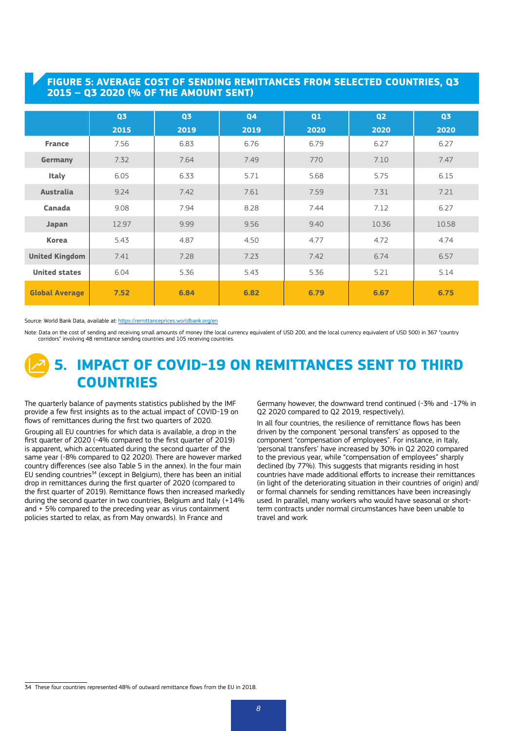## FIGURE 5: AVERAGE COST OF SENDING REMITTANCES FROM SELECTED COUNTRIES, Q3 2015 – Q3 2020 (% OF THE AMOUNT SENT)

| | Q3 2015 | Q3 2019 | Q4 2019 | Q1 2020 | Q2 2020 | Q3 2020 |
|---|---|---|---|---|---|---|
| **France** | 7.56 | 6.83 | 6.76 | 6.79 | 6.27 | 6.27 |
| **Germany** | 7.32 | 7.64 | 7.49 | 770 | 7.10 | 7.47 |
| **Italy** | 6.05 | 6.33 | 5.71 | 5.68 | 5.75 | 6.15 |
| **Australia** | 9.24 | 7.42 | 7.61 | 7.59 | 7.31 | 7.21 |
| **Canada** | 9.08 | 7.94 | 8.28 | 7.44 | 7.12 | 6.27 |
| **Japan** | 12.97 | 9.99 | 9.56 | 9.40 | 10.36 | 10.58 |
| **Korea** | 5.43 | 4.87 | 4.50 | 4.77 | 4.72 | 4.74 |
| **United Kingdom** | 7.41 | 7.28 | 7.23 | 7.42 | 6.74 | 6.57 |
| **United states** | 6.04 | 5.36 | 5.43 | 5.36 | 5.21 | 5.14 |
| **Global Average** | **7.52** | **6.84** | **6.82** | **6.79** | **6.67** | **6.75** |

Source: World Bank Data, available at: https://remittanceprices.worldbank.org/en

Note: Data on the cost of sending and receiving small amounts of money (the local currency equivalent of USD 200, and the local currency equivalent of USD 500) in 367 "country corridors" involving 48 remittance sending countries and 105 receiving countries.

# 5. IMPACT OF COVID-19 ON REMITTANCES SENT TO THIRD COUNTRIES

The quarterly balance of payments statistics published by the IMF provide a few first insights as to the actual impact of COVID-19 on flows of remittances during the first two quarters of 2020.

Grouping all EU countries for which data is available, a drop in the first quarter of 2020 (-4% compared to the first quarter of 2019) is apparent, which accentuated during the second quarter of the same year (-8% compared to Q2 2020). There are however marked country differences (see also Table 5 in the annex). In the four main EU sending countries[34] (except in Belgium), there has been an initial drop in remittances during the first quarter of 2020 (compared to the first quarter of 2019). Remittance flows then increased markedly during the second quarter in two countries, Belgium and Italy (+14% and + 5% compared to the preceding year as virus containment policies started to relax, as from May onwards). In France and Germany however, the downward trend continued (-3% and -17% in Q2 2020 compared to Q2 2019, respectively).

In all four countries, the resilience of remittance flows has been driven by the component 'personal transfers' as opposed to the component "compensation of employees". For instance, in Italy, 'personal transfers' have increased by 30% in Q2 2020 compared to the previous year, while "compensation of employees" sharply declined (by 77%). This suggests that migrants residing in host countries have made additional efforts to increase their remittances (in light of the deteriorating situation in their countries of origin) and/or formal channels for sending remittances have been increasingly used. In parallel, many workers who would have seasonal or short-term contracts under normal circumstances have been unable to travel and work.

[34] These four countries represented 48% of outward remittance flows from the EU in 2018.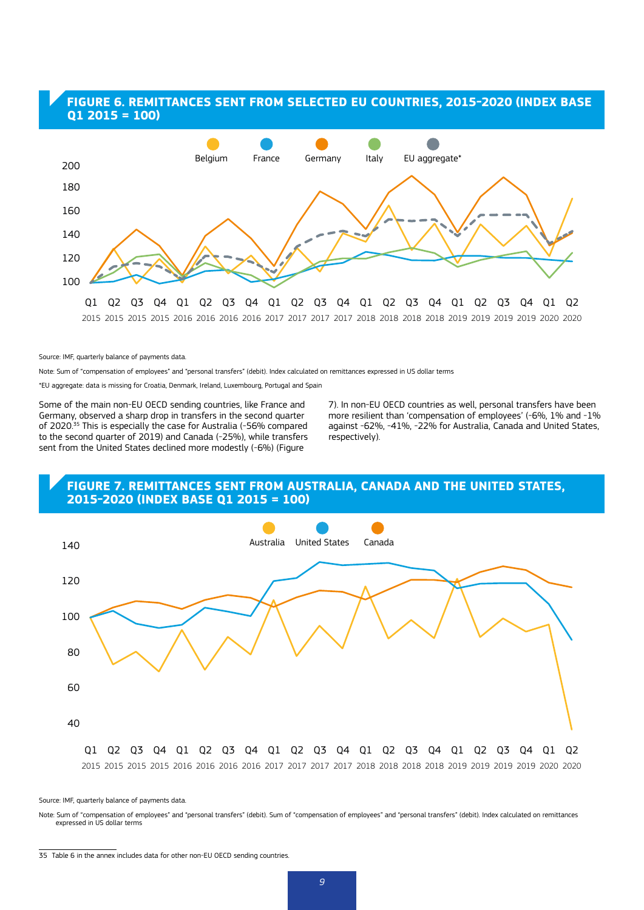## FIGURE 6. REMITTANCES SENT FROM SELECTED EU COUNTRIES, 2015-2020 (INDEX BASE Q1 2015 = 100)

Source: IMF, quarterly balance of payments data.

Note: Sum of "compensation of employees" and "personal transfers" (debit). Index calculated on remittances expressed in US dollar terms

*EU aggregate: data is missing for Croatia, Denmark, Ireland, Luxembourg, Portugal and Spain

Some of the main non-EU OECD sending countries, like France and Germany, observed a sharp drop in transfers in the second quarter of 2020.[35] This is especially the case for Australia (-56% compared to the second quarter of 2019) and Canada (-25%), while transfers sent from the United States declined more modestly (-6%) (Figure 7). In non-EU OECD countries as well, personal transfers have been more resilient than 'compensation of employees' (-6%, 1% and -1% against -62%, -41%, -22% for Australia, Canada and United States, respectively).

## FIGURE 7. REMITTANCES SENT FROM AUSTRALIA, CANADA AND THE UNITED STATES, 2015-2020 (INDEX BASE Q1 2015 = 100)

Source: IMF, quarterly balance of payments data.

Note: Sum of "compensation of employees" and "personal transfers" (debit). Sum of "compensation of employees" and "personal transfers" (debit). Index calculated on remittances expressed in US dollar terms

---

35 Table 6 in the annex includes data for other non-EU OECD sending countries.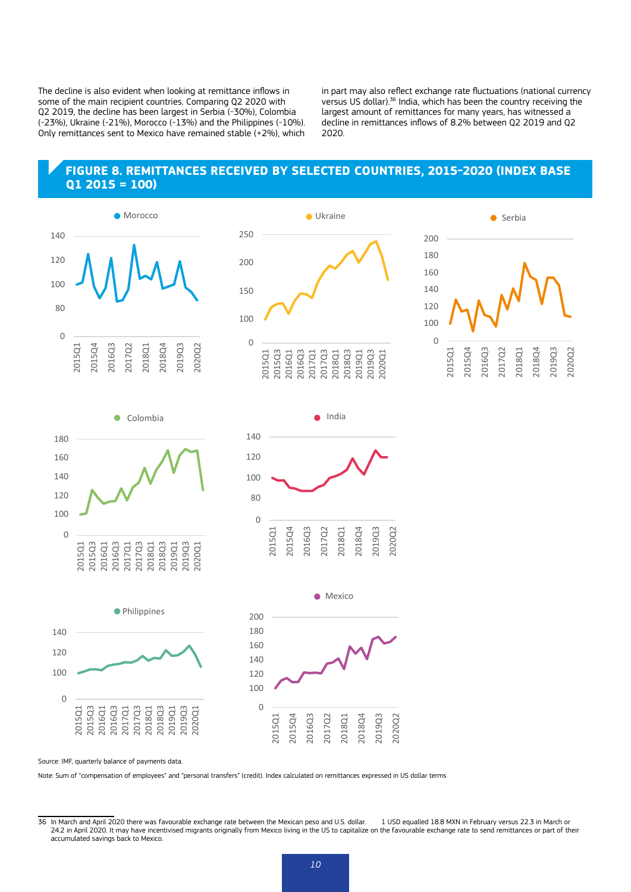The decline is also evident when looking at remittance inflows in some of the main recipient countries. Comparing Q2 2020 with Q2 2019, the decline has been largest in Serbia (-30%), Colombia (-23%), Ukraine (-21%), Morocco (-13%) and the Philippines (-10%). Only remittances sent to Mexico have remained stable (+2%), which in part may also reflect exchange rate fluctuations (national currency versus US dollar).[36] India, which has been the country receiving the largest amount of remittances for many years, has witnessed a decline in remittances inflows of 8.2% between Q2 2019 and Q2 2020.

## FIGURE 8. REMITTANCES RECEIVED BY SELECTED COUNTRIES, 2015-2020 (INDEX BASE Q1 2015 = 100)

Source: IMF, quarterly balance of payments data.

Note: Sum of "compensation of employees" and "personal transfers" (credit). Index calculated on remittances expressed in US dollar terms

---

36 In March and April 2020 there was favourable exchange rate between the Mexican peso and U.S. dollar. 1 USD equalled 18.8 MXN in February versus 22.3 in March or 24.2 in April 2020. It may have incentivised migrants originally from Mexico living in the US to capitalize on the favourable exchange rate to send remittances or part of their accumulated savings back to Mexico.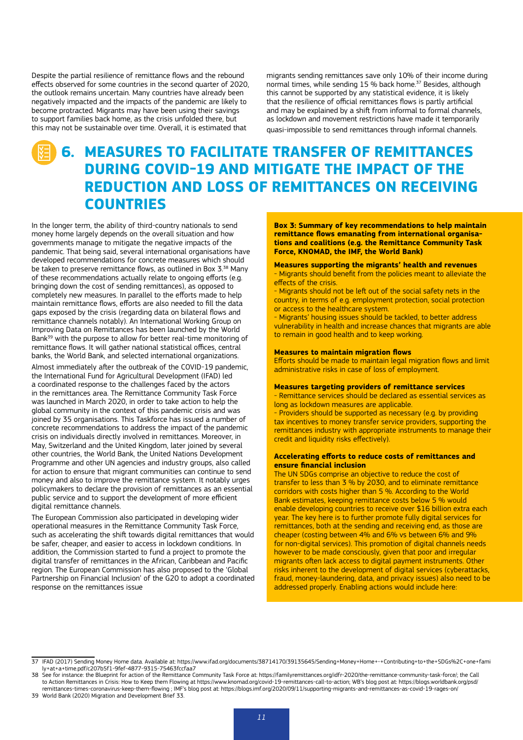Despite the partial resilience of remittance flows and the rebound effects observed for some countries in the second quarter of 2020, the outlook remains uncertain. Many countries have already been negatively impacted and the impacts of the pandemic are likely to become protracted. Migrants may have been using their savings to support families back home, as the crisis unfolded there, but this may not be sustainable over time. Overall, it is estimated that migrants sending remittances save only 10% of their income during normal times, while sending 15 % back home.[37] Besides, although this cannot be supported by any statistical evidence, it is likely that the resilience of official remittances flows is partly artificial and may be explained by a shift from informal to formal channels, as lockdown and movement restrictions have made it temporarily quasi-impossible to send remittances through informal channels.

# 6. MEASURES TO FACILITATE TRANSFER OF REMITTANCES DURING COVID-19 AND MITIGATE THE IMPACT OF THE REDUCTION AND LOSS OF REMITTANCES ON RECEIVING COUNTRIES

In the longer term, the ability of third-country nationals to send money home largely depends on the overall situation and how governments manage to mitigate the negative impacts of the pandemic. That being said, several international organisations have developed recommendations for concrete measures which should be taken to preserve remittance flows, as outlined in Box 3.[38] Many of these recommendations actually relate to ongoing efforts (e.g. bringing down the cost of sending remittances), as opposed to completely new measures. In parallel to the efforts made to help maintain remittance flows, efforts are also needed to fill the data gaps exposed by the crisis (regarding data on bilateral flows and remittance channels notably). An International Working Group on Improving Data on Remittances has been launched by the World Bank[39] with the purpose to allow for better real-time monitoring of remittance flows. It will gather national statistical offices, central banks, the World Bank, and selected international organizations.

Almost immediately after the outbreak of the COVID-19 pandemic, the International Fund for Agricultural Development (IFAD) led a coordinated response to the challenges faced by the actors in the remittances area. The Remittance Community Task Force was launched in March 2020, in order to take action to help the global community in the context of this pandemic crisis and was joined by 35 organisations. This Taskforce has issued a number of concrete recommendations to address the impact of the pandemic crisis on individuals directly involved in remittances. Moreover, in May, Switzerland and the United Kingdom, later joined by several other countries, the World Bank, the United Nations Development Programme and other UN agencies and industry groups, also called for action to ensure that migrant communities can continue to send money and also to improve the remittance system. It notably urges policymakers to declare the provision of remittances as an essential public service and to support the development of more efficient digital remittance channels.

The European Commission also participated in developing wider operational measures in the Remittance Community Task Force, such as accelerating the shift towards digital remittances that would be safer, cheaper, and easier to access in lockdown conditions. In addition, the Commission started to fund a project to promote the digital transfer of remittances in the African, Caribbean and Pacific region. The European Commission has also proposed to the 'Global Partnership on Financial Inclusion' of the G20 to adopt a coordinated response on the remittances issue

**Box 3: Summary of key recommendations to help maintain remittance flows emanating from international organisations and coalitions (e.g. the Remittance Community Task Force, KNOMAD, the IMF, the World Bank)**

**Measures supporting the migrants' health and revenues**

- Migrants should benefit from the policies meant to alleviate the effects of the crisis.
- Migrants should not be left out of the social safety nets in the country, in terms of e.g. employment protection, social protection or access to the healthcare system.
- Migrants' housing issues should be tackled, to better address vulnerability in health and increase chances that migrants are able to remain in good health and to keep working.

**Measures to maintain migration flows**

Efforts should be made to maintain legal migration flows and limit administrative risks in case of loss of employment.

**Measures targeting providers of remittance services**

- Remittance services should be declared as essential services as long as lockdown measures are applicable.
- Providers should be supported as necessary (e.g. by providing tax incentives to money transfer service providers, supporting the remittances industry with appropriate instruments to manage their credit and liquidity risks effectively).

**Accelerating efforts to reduce costs of remittances and ensure financial inclusion**

The UN SDGs comprise an objective to reduce the cost of transfer to less than 3 % by 2030, and to eliminate remittance corridors with costs higher than 5 %. According to the World Bank estimates, keeping remittance costs below 5 % would enable developing countries to receive over $16 billion extra each year. The key here is to further promote fully digital services for remittances, both at the sending and receiving end, as those are cheaper (costing between 4% and 6% vs between 6% and 9% for non-digital services). This promotion of digital channels needs however to be made consciously, given that poor and irregular migrants often lack access to digital payment instruments. Other risks inherent to the development of digital services (cyberattacks, fraud, money-laundering, data, and privacy issues) also need to be addressed properly. Enabling actions would include here:

---

37 IFAD (2017) Sending Money Home data. Available at: https://www.ifad.org/documents/38714170/39135645/Sending+Money+Home+-+Contributing+to+the+SDGs%2C+one+family+at+a+time.pdf/c207b5f1-9fef-4877-9315-75463fccfaa7

38 See for instance: the Blueprint for action of the Remittance Community Task Force at: https://familyremittances.org/idfr-2020/the-remittance-community-task-force/; the Call to Action Remittances in Crisis: How to Keep them Flowing at https://www.knomad.org/covid-19-remittances-call-to-action; WB's blog post at: https://blogs.worldbank.org/psd/remittances-times-coronavirus-keep-them-flowing ; IMF's blog post at: https://blogs.imf.org/2020/09/11/supporting-migrants-and-remittances-as-covid-19-rages-on/

39 World Bank (2020) Migration and Development Brief 33.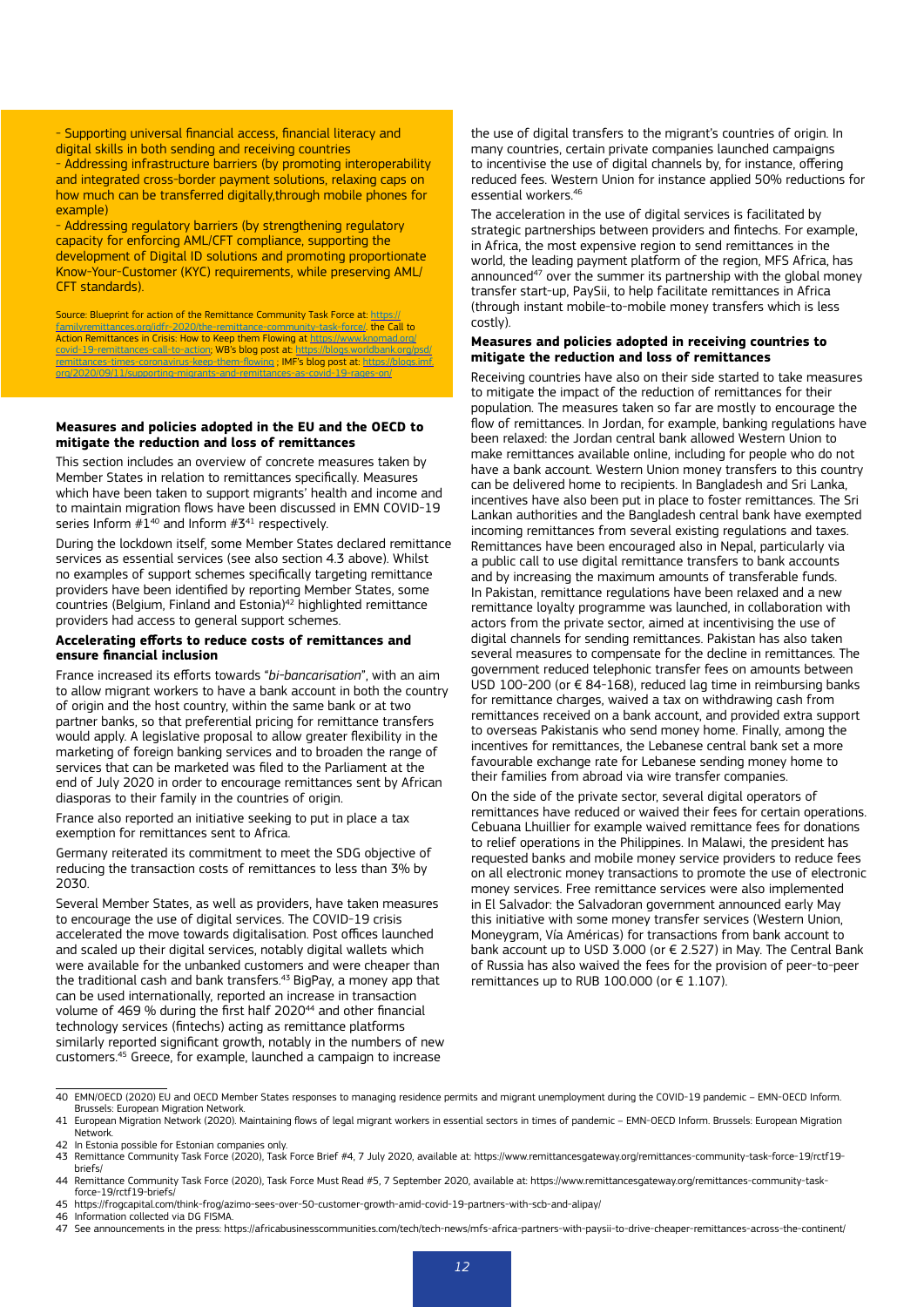- Supporting universal financial access, financial literacy and digital skills in both sending and receiving countries
- Addressing infrastructure barriers (by promoting interoperability and integrated cross-border payment solutions, relaxing caps on how much can be transferred digitally,through mobile phones for example)
- Addressing regulatory barriers (by strengthening regulatory capacity for enforcing AML/CFT compliance, supporting the development of Digital ID solutions and promoting proportionate Know-Your-Customer (KYC) requirements, while preserving AML/CFT standards).

Source: Blueprint for action of the Remittance Community Task Force at: https://familyremittances.org/idfr-2020/the-remittance-community-task-force/, the Call to Action Remittances in Crisis: How to Keep them Flowing at https://www.knomad.org/covid-19-remittances-call-to-action; WB's blog post at: https://blogs.worldbank.org/psd/remittances-times-coronavirus-keep-them-flowing ; IMF's blog post at: https://blogs.imf.org/2020/09/11/supporting-migrants-and-remittances-as-covid-19-rages-on/

**Measures and policies adopted in the EU and the OECD to mitigate the reduction and loss of remittances**

This section includes an overview of concrete measures taken by Member States in relation to remittances specifically. Measures which have been taken to support migrants' health and income and to maintain migration flows have been discussed in EMN COVID-19 series Inform #1[40] and Inform #3[41] respectively.

During the lockdown itself, some Member States declared remittance services as essential services (see also section 4.3 above). Whilst no examples of support schemes specifically targeting remittance providers have been identified by reporting Member States, some countries (Belgium, Finland and Estonia)[42] highlighted remittance providers had access to general support schemes.

**Accelerating efforts to reduce costs of remittances and ensure financial inclusion**

France increased its efforts towards "*bi-bancarisation*", with an aim to allow migrant workers to have a bank account in both the country of origin and the host country, within the same bank or at two partner banks, so that preferential pricing for remittance transfers would apply. A legislative proposal to allow greater flexibility in the marketing of foreign banking services and to broaden the range of services that can be marketed was filed to the Parliament at the end of July 2020 in order to encourage remittances sent by African diasporas to their family in the countries of origin.

France also reported an initiative seeking to put in place a tax exemption for remittances sent to Africa.

Germany reiterated its commitment to meet the SDG objective of reducing the transaction costs of remittances to less than 3% by 2030.

Several Member States, as well as providers, have taken measures to encourage the use of digital services. The COVID-19 crisis accelerated the move towards digitalisation. Post offices launched and scaled up their digital services, notably digital wallets which were available for the unbanked customers and were cheaper than the traditional cash and bank transfers.[43] BigPay, a money app that can be used internationally, reported an increase in transaction volume of 469 % during the first half 2020[44] and other financial technology services (fintechs) acting as remittance platforms similarly reported significant growth, notably in the numbers of new customers.[45] Greece, for example, launched a campaign to increase the use of digital transfers to the migrant's countries of origin. In many countries, certain private companies launched campaigns to incentivise the use of digital channels by, for instance, offering reduced fees. Western Union for instance applied 50% reductions for essential workers.[46]

The acceleration in the use of digital services is facilitated by strategic partnerships between providers and fintechs. For example, in Africa, the most expensive region to send remittances in the world, the leading payment platform of the region, MFS Africa, has announced[47] over the summer its partnership with the global money transfer start-up, PaySii, to help facilitate remittances in Africa (through instant mobile-to-mobile money transfers which is less costly).

**Measures and policies adopted in receiving countries to mitigate the reduction and loss of remittances**

Receiving countries have also on their side started to take measures to mitigate the impact of the reduction of remittances for their population. The measures taken so far are mostly to encourage the flow of remittances. In Jordan, for example, banking regulations have been relaxed: the Jordan central bank allowed Western Union to make remittances available online, including for people who do not have a bank account. Western Union money transfers to this country can be delivered home to recipients. In Bangladesh and Sri Lanka, incentives have also been put in place to foster remittances. The Sri Lankan authorities and the Bangladesh central bank have exempted incoming remittances from several existing regulations and taxes. Remittances have been encouraged also in Nepal, particularly via a public call to use digital remittance transfers to bank accounts and by increasing the maximum amounts of transferable funds. In Pakistan, remittance regulations have been relaxed and a new remittance loyalty programme was launched, in collaboration with actors from the private sector, aimed at incentivising the use of digital channels for sending remittances. Pakistan has also taken several measures to compensate for the decline in remittances. The government reduced telephonic transfer fees on amounts between USD 100-200 (or € 84-168), reduced lag time in reimbursing banks for remittance charges, waived a tax on withdrawing cash from remittances received on a bank account, and provided extra support to overseas Pakistanis who send money home. Finally, among the incentives for remittances, the Lebanese central bank set a more favourable exchange rate for Lebanese sending money home to their families from abroad via wire transfer companies.

On the side of the private sector, several digital operators of remittances have reduced or waived their fees for certain operations. Cebuana Lhuillier for example waived remittance fees for donations to relief operations in the Philippines. In Malawi, the president has requested banks and mobile money service providers to reduce fees on all electronic money transactions to promote the use of electronic money services. Free remittance services were also implemented in El Salvador: the Salvadoran government announced early May this initiative with some money transfer services (Western Union, Moneygram, Vía Américas) for transactions from bank account to bank account up to USD 3.000 (or € 2.527) in May. The Central Bank of Russia has also waived the fees for the provision of peer-to-peer remittances up to RUB 100.000 (or € 1.107).

---

40 EMN/OECD (2020) EU and OECD Member States responses to managing residence permits and migrant unemployment during the COVID-19 pandemic – EMN-OECD Inform. Brussels: European Migration Network.

41 European Migration Network (2020). Maintaining flows of legal migrant workers in essential sectors in times of pandemic – EMN-OECD Inform. Brussels: European Migration Network.

42 In Estonia possible for Estonian companies only.

43 Remittance Community Task Force (2020), Task Force Brief #4, 7 July 2020, available at: https://www.remittancesgateway.org/remittances-community-task-force-19/rctf19-briefs/

44 Remittance Community Task Force (2020), Task Force Must Read #5, 7 September 2020, available at: https://www.remittancesgateway.org/remittances-community-task-force-19/rctf19-briefs/

45 https://frogcapital.com/think-frog/azimo-sees-over-50-customer-growth-amid-covid-19-partners-with-scb-and-alipay/

46 Information collected via DG FISMA.

47 See announcements in the press: https://africabusinesscommunities.com/tech/tech-news/mfs-africa-partners-with-paysii-to-drive-cheaper-remittances-across-the-continent/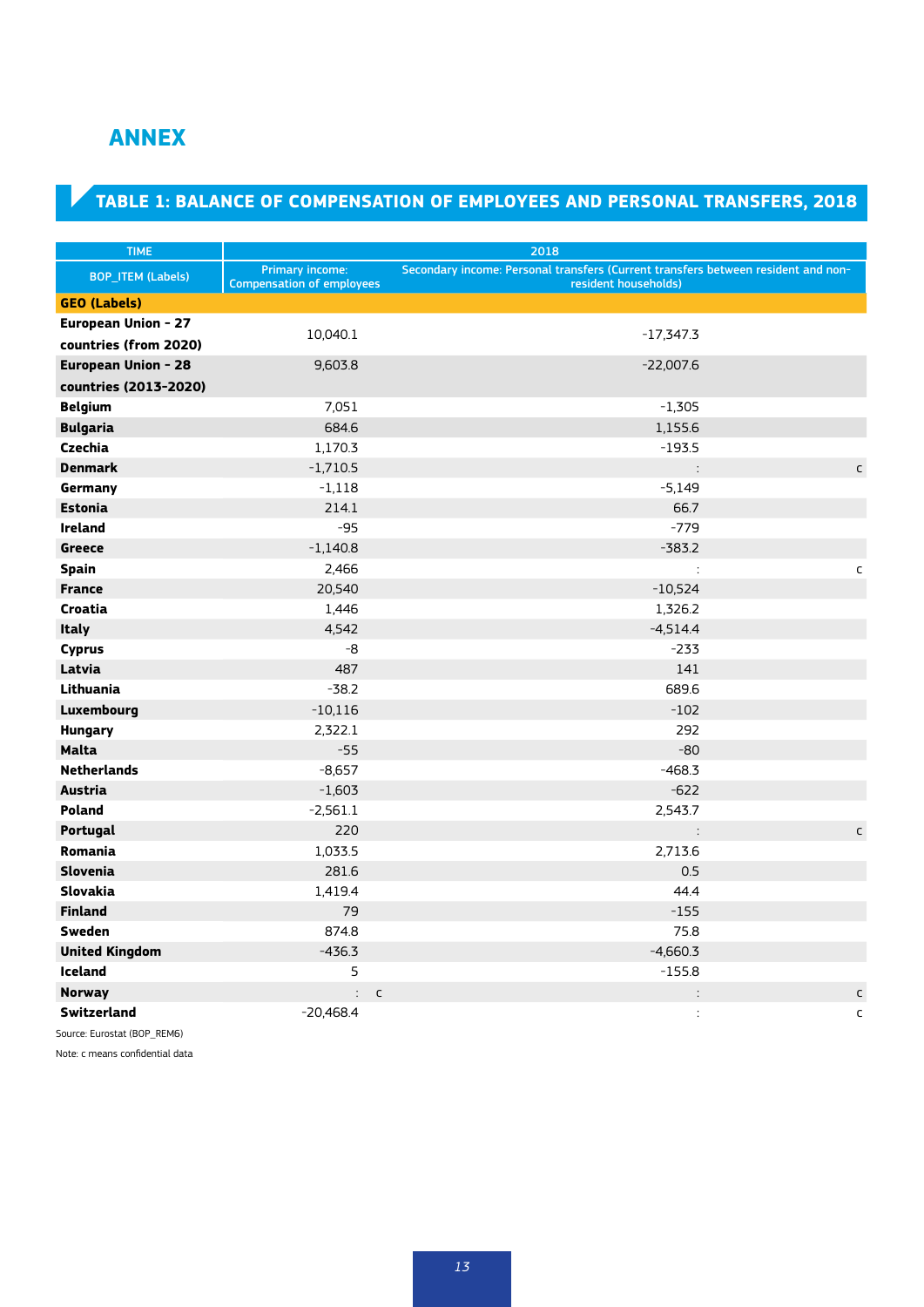# ANNEX

## TABLE 1: BALANCE OF COMPENSATION OF EMPLOYEES AND PERSONAL TRANSFERS, 2018

| TIME | 2018 | | | |
|---|---|---|---|---|
| BOP_ITEM (Labels) | Primary income: Compensation of employees | | Secondary income: Personal transfers (Current transfers between resident and non-resident households) | |
| **GEO (Labels)** | | | | |
| **European Union - 27 countries (from 2020)** | 10,040.1 | | -17,347.3 | |
| **European Union - 28 countries (2013-2020)** | 9,603.8 | | -22,007.6 | |
| **Belgium** | 7,051 | | -1,305 | |
| **Bulgaria** | 684.6 | | 1,155.6 | |
| **Czechia** | 1,170.3 | | -193.5 | |
| **Denmark** | -1,710.5 | | : | c |
| **Germany** | -1,118 | | -5,149 | |
| **Estonia** | 214.1 | | 66.7 | |
| **Ireland** | -95 | | -779 | |
| **Greece** | -1,140.8 | | -383.2 | |
| **Spain** | 2,466 | | : | c |
| **France** | 20,540 | | -10,524 | |
| **Croatia** | 1,446 | | 1,326.2 | |
| **Italy** | 4,542 | | -4,514.4 | |
| **Cyprus** | -8 | | -233 | |
| **Latvia** | 487 | | 141 | |
| **Lithuania** | -38.2 | | 689.6 | |
| **Luxembourg** | -10,116 | | -102 | |
| **Hungary** | 2,322.1 | | 292 | |
| **Malta** | -55 | | -80 | |
| **Netherlands** | -8,657 | | -468.3 | |
| **Austria** | -1,603 | | -622 | |
| **Poland** | -2,561.1 | | 2,543.7 | |
| **Portugal** | 220 | | : | c |
| **Romania** | 1,033.5 | | 2,713.6 | |
| **Slovenia** | 281.6 | | 0.5 | |
| **Slovakia** | 1,419.4 | | 44.4 | |
| **Finland** | 79 | | -155 | |
| **Sweden** | 874.8 | | 75.8 | |
| **United Kingdom** | -436.3 | | -4,660.3 | |
| **Iceland** | 5 | | -155.8 | |
| **Norway** | : | c | : | c |
| **Switzerland** | -20,468.4 | | : | c |

Source: Eurostat (BOP_REM6)

Note: c means confidential data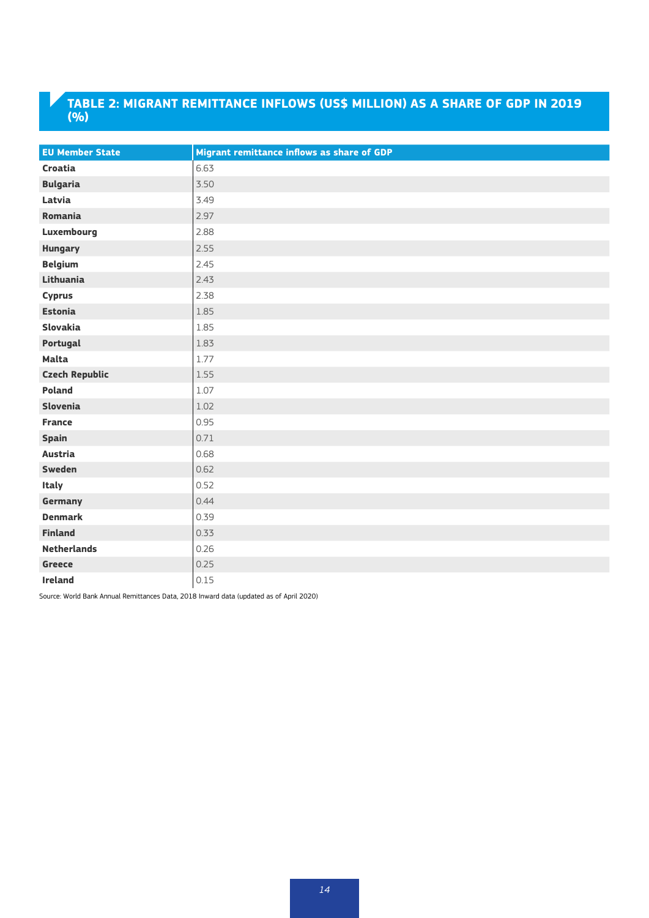## TABLE 2: MIGRANT REMITTANCE INFLOWS (US$ MILLION) AS A SHARE OF GDP IN 2019 (%)

| EU Member State | Migrant remittance inflows as share of GDP |
|---|---|
| **Croatia** | 6.63 |
| **Bulgaria** | 3.50 |
| **Latvia** | 3.49 |
| **Romania** | 2.97 |
| **Luxembourg** | 2.88 |
| **Hungary** | 2.55 |
| **Belgium** | 2.45 |
| **Lithuania** | 2.43 |
| **Cyprus** | 2.38 |
| **Estonia** | 1.85 |
| **Slovakia** | 1.85 |
| **Portugal** | 1.83 |
| **Malta** | 1.77 |
| **Czech Republic** | 1.55 |
| **Poland** | 1.07 |
| **Slovenia** | 1.02 |
| **France** | 0.95 |
| **Spain** | 0.71 |
| **Austria** | 0.68 |
| **Sweden** | 0.62 |
| **Italy** | 0.52 |
| **Germany** | 0.44 |
| **Denmark** | 0.39 |
| **Finland** | 0.33 |
| **Netherlands** | 0.26 |
| **Greece** | 0.25 |
| **Ireland** | 0.15 |

Source: World Bank Annual Remittances Data, 2018 Inward data (updated as of April 2020)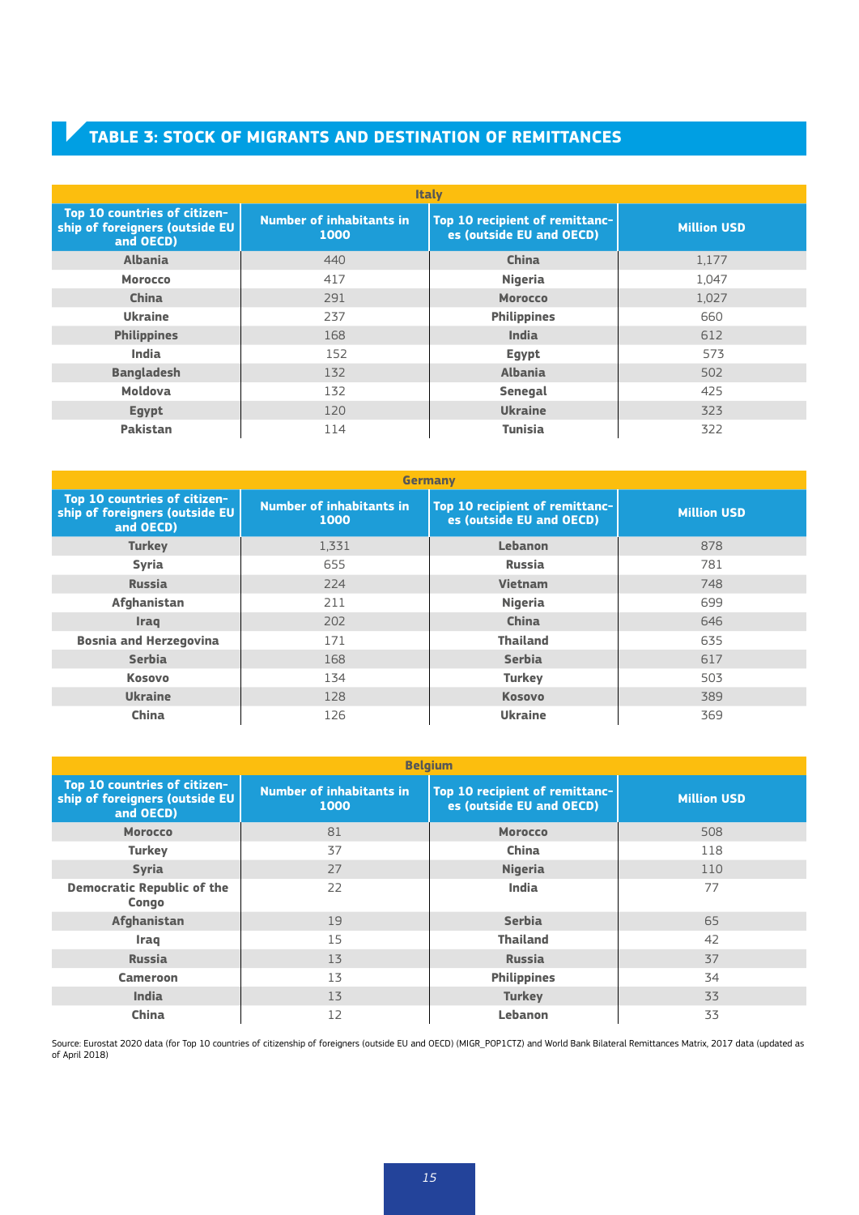## TABLE 3: STOCK OF MIGRANTS AND DESTINATION OF REMITTANCES

| Italy | | | |
|---|---|---|---|
| **Top 10 countries of citizenship of foreigners (outside EU and OECD)** | **Number of inhabitants in 1000** | **Top 10 recipient of remittances (outside EU and OECD)** | **Million USD** |
| **Albania** | 440 | **China** | 1,177 |
| **Morocco** | 417 | **Nigeria** | 1,047 |
| **China** | 291 | **Morocco** | 1,027 |
| **Ukraine** | 237 | **Philippines** | 660 |
| **Philippines** | 168 | **India** | 612 |
| **India** | 152 | **Egypt** | 573 |
| **Bangladesh** | 132 | **Albania** | 502 |
| **Moldova** | 132 | **Senegal** | 425 |
| **Egypt** | 120 | **Ukraine** | 323 |
| **Pakistan** | 114 | **Tunisia** | 322 |

| Germany | | | |
|---|---|---|---|
| **Top 10 countries of citizenship of foreigners (outside EU and OECD)** | **Number of inhabitants in 1000** | **Top 10 recipient of remittances (outside EU and OECD)** | **Million USD** |
| **Turkey** | 1,331 | **Lebanon** | 878 |
| **Syria** | 655 | **Russia** | 781 |
| **Russia** | 224 | **Vietnam** | 748 |
| **Afghanistan** | 211 | **Nigeria** | 699 |
| **Iraq** | 202 | **China** | 646 |
| **Bosnia and Herzegovina** | 171 | **Thailand** | 635 |
| **Serbia** | 168 | **Serbia** | 617 |
| **Kosovo** | 134 | **Turkey** | 503 |
| **Ukraine** | 128 | **Kosovo** | 389 |
| **China** | 126 | **Ukraine** | 369 |

| Belgium | | | |
|---|---|---|---|
| **Top 10 countries of citizenship of foreigners (outside EU and OECD)** | **Number of inhabitants in 1000** | **Top 10 recipient of remittances (outside EU and OECD)** | **Million USD** |
| **Morocco** | 81 | **Morocco** | 508 |
| **Turkey** | 37 | **China** | 118 |
| **Syria** | 27 | **Nigeria** | 110 |
| **Democratic Republic of the Congo** | 22 | **India** | 77 |
| **Afghanistan** | 19 | **Serbia** | 65 |
| **Iraq** | 15 | **Thailand** | 42 |
| **Russia** | 13 | **Russia** | 37 |
| **Cameroon** | 13 | **Philippines** | 34 |
| **India** | 13 | **Turkey** | 33 |
| **China** | 12 | **Lebanon** | 33 |

Source: Eurostat 2020 data (for Top 10 countries of citizenship of foreigners (outside EU and OECD) (MIGR_POP1CTZ) and World Bank Bilateral Remittances Matrix, 2017 data (updated as of April 2018)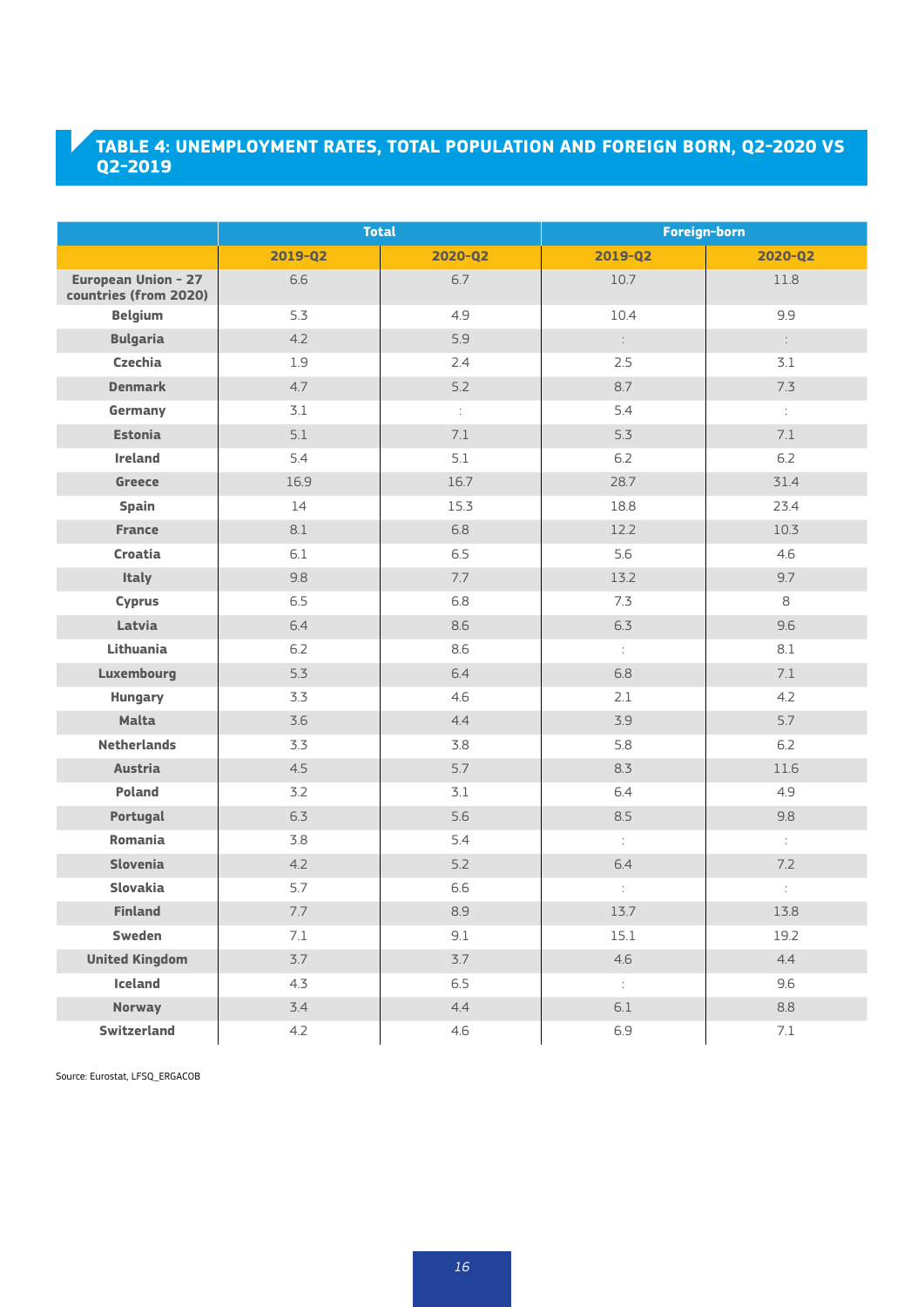## TABLE 4: UNEMPLOYMENT RATES, TOTAL POPULATION AND FOREIGN BORN, Q2-2020 VS Q2-2019

| | Total | | Foreign-born | |
|---|---|---|---|---|
| | 2019-Q2 | 2020-Q2 | 2019-Q2 | 2020-Q2 |
| **European Union - 27 countries (from 2020)** | 6.6 | 6.7 | 10.7 | 11.8 |
| **Belgium** | 5.3 | 4.9 | 10.4 | 9.9 |
| **Bulgaria** | 4.2 | 5.9 | : | : |
| **Czechia** | 1.9 | 2.4 | 2.5 | 3.1 |
| **Denmark** | 4.7 | 5.2 | 8.7 | 7.3 |
| **Germany** | 3.1 | : | 5.4 | : |
| **Estonia** | 5.1 | 7.1 | 5.3 | 7.1 |
| **Ireland** | 5.4 | 5.1 | 6.2 | 6.2 |
| **Greece** | 16.9 | 16.7 | 28.7 | 31.4 |
| **Spain** | 14 | 15.3 | 18.8 | 23.4 |
| **France** | 8.1 | 6.8 | 12.2 | 10.3 |
| **Croatia** | 6.1 | 6.5 | 5.6 | 4.6 |
| **Italy** | 9.8 | 7.7 | 13.2 | 9.7 |
| **Cyprus** | 6.5 | 6.8 | 7.3 | 8 |
| **Latvia** | 6.4 | 8.6 | 6.3 | 9.6 |
| **Lithuania** | 6.2 | 8.6 | : | 8.1 |
| **Luxembourg** | 5.3 | 6.4 | 6.8 | 7.1 |
| **Hungary** | 3.3 | 4.6 | 2.1 | 4.2 |
| **Malta** | 3.6 | 4.4 | 3.9 | 5.7 |
| **Netherlands** | 3.3 | 3.8 | 5.8 | 6.2 |
| **Austria** | 4.5 | 5.7 | 8.3 | 11.6 |
| **Poland** | 3.2 | 3.1 | 6.4 | 4.9 |
| **Portugal** | 6.3 | 5.6 | 8.5 | 9.8 |
| **Romania** | 3.8 | 5.4 | : | : |
| **Slovenia** | 4.2 | 5.2 | 6.4 | 7.2 |
| **Slovakia** | 5.7 | 6.6 | : | : |
| **Finland** | 7.7 | 8.9 | 13.7 | 13.8 |
| **Sweden** | 7.1 | 9.1 | 15.1 | 19.2 |
| **United Kingdom** | 3.7 | 3.7 | 4.6 | 4.4 |
| **Iceland** | 4.3 | 6.5 | : | 9.6 |
| **Norway** | 3.4 | 4.4 | 6.1 | 8.8 |
| **Switzerland** | 4.2 | 4.6 | 6.9 | 7.1 |

Source: Eurostat, LFSQ_ERGACOB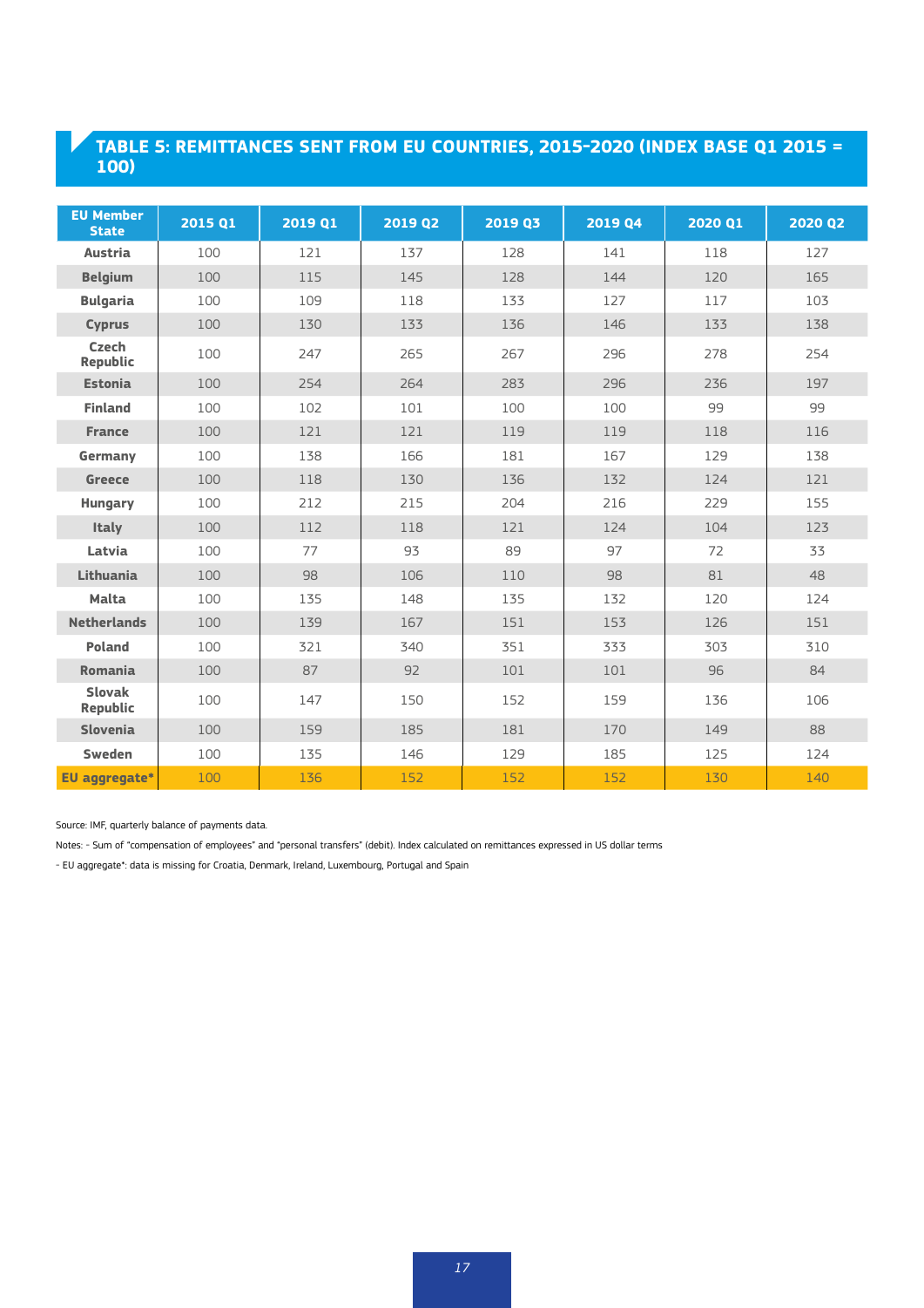## TABLE 5: REMITTANCES SENT FROM EU COUNTRIES, 2015-2020 (INDEX BASE Q1 2015 = 100)

| EU Member State | 2015 Q1 | 2019 Q1 | 2019 Q2 | 2019 Q3 | 2019 Q4 | 2020 Q1 | 2020 Q2 |
|---|---|---|---|---|---|---|---|
| Austria | 100 | 121 | 137 | 128 | 141 | 118 | 127 |
| Belgium | 100 | 115 | 145 | 128 | 144 | 120 | 165 |
| Bulgaria | 100 | 109 | 118 | 133 | 127 | 117 | 103 |
| Cyprus | 100 | 130 | 133 | 136 | 146 | 133 | 138 |
| Czech Republic | 100 | 247 | 265 | 267 | 296 | 278 | 254 |
| Estonia | 100 | 254 | 264 | 283 | 296 | 236 | 197 |
| Finland | 100 | 102 | 101 | 100 | 100 | 99 | 99 |
| France | 100 | 121 | 121 | 119 | 119 | 118 | 116 |
| Germany | 100 | 138 | 166 | 181 | 167 | 129 | 138 |
| Greece | 100 | 118 | 130 | 136 | 132 | 124 | 121 |
| Hungary | 100 | 212 | 215 | 204 | 216 | 229 | 155 |
| Italy | 100 | 112 | 118 | 121 | 124 | 104 | 123 |
| Latvia | 100 | 77 | 93 | 89 | 97 | 72 | 33 |
| Lithuania | 100 | 98 | 106 | 110 | 98 | 81 | 48 |
| Malta | 100 | 135 | 148 | 135 | 132 | 120 | 124 |
| Netherlands | 100 | 139 | 167 | 151 | 153 | 126 | 151 |
| Poland | 100 | 321 | 340 | 351 | 333 | 303 | 310 |
| Romania | 100 | 87 | 92 | 101 | 101 | 96 | 84 |
| Slovak Republic | 100 | 147 | 150 | 152 | 159 | 136 | 106 |
| Slovenia | 100 | 159 | 185 | 181 | 170 | 149 | 88 |
| Sweden | 100 | 135 | 146 | 129 | 185 | 125 | 124 |
| **EU aggregate*** | 100 | 136 | 152 | 152 | 152 | 130 | 140 |

Source: IMF, quarterly balance of payments data.

Notes: - Sum of "compensation of employees" and "personal transfers" (debit). Index calculated on remittances expressed in US dollar terms

- EU aggregate*: data is missing for Croatia, Denmark, Ireland, Luxembourg, Portugal and Spain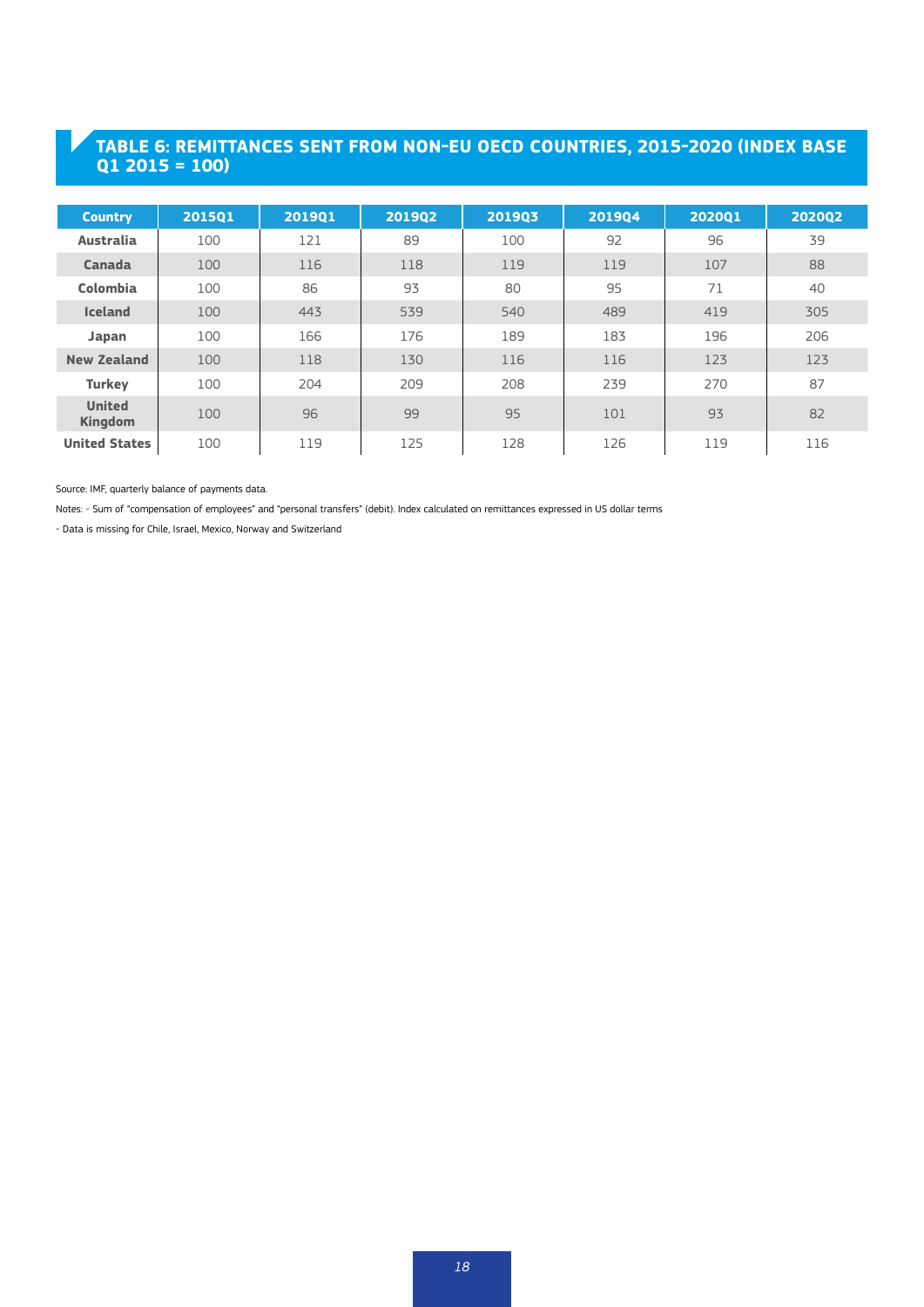## TABLE 6: REMITTANCES SENT FROM NON-EU OECD COUNTRIES, 2015-2020 (INDEX BASE Q1 2015 = 100)

| Country | 2015Q1 | 2019Q1 | 2019Q2 | 2019Q3 | 2019Q4 | 2020Q1 | 2020Q2 |
|---|---|---|---|---|---|---|---|
| **Australia** | 100 | 121 | 89 | 100 | 92 | 96 | 39 |
| **Canada** | 100 | 116 | 118 | 119 | 119 | 107 | 88 |
| **Colombia** | 100 | 86 | 93 | 80 | 95 | 71 | 40 |
| **Iceland** | 100 | 443 | 539 | 540 | 489 | 419 | 305 |
| **Japan** | 100 | 166 | 176 | 189 | 183 | 196 | 206 |
| **New Zealand** | 100 | 118 | 130 | 116 | 116 | 123 | 123 |
| **Turkey** | 100 | 204 | 209 | 208 | 239 | 270 | 87 |
| **United Kingdom** | 100 | 96 | 99 | 95 | 101 | 93 | 82 |
| **United States** | 100 | 119 | 125 | 128 | 126 | 119 | 116 |

Source: IMF, quarterly balance of payments data.

Notes: - Sum of "compensation of employees" and "personal transfers" (debit). Index calculated on remittances expressed in US dollar terms

- Data is missing for Chile, Israel, Mexico, Norway and Switzerland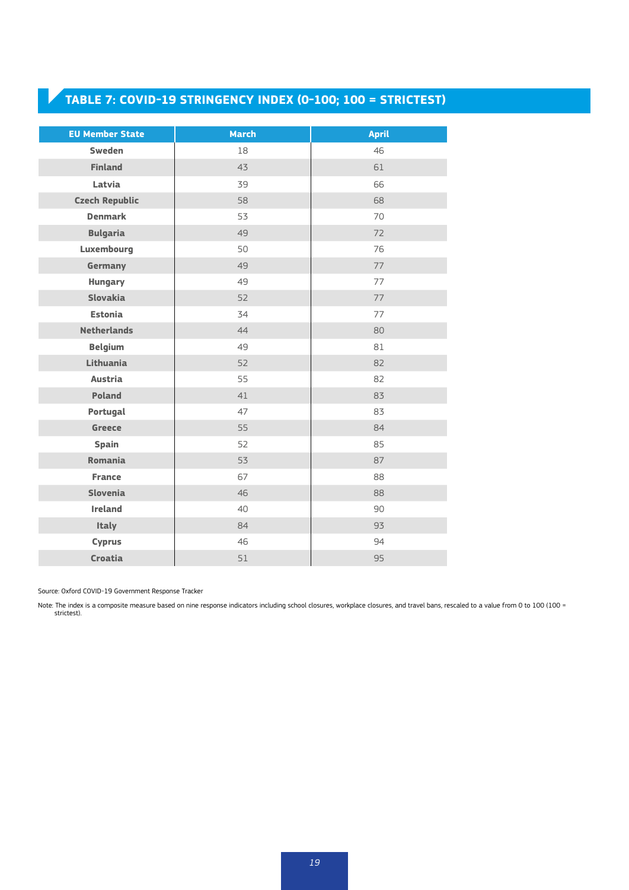## TABLE 7: COVID-19 STRINGENCY INDEX (0-100; 100 = STRICTEST)

| EU Member State | March | April |
|---|---|---|
| **Sweden** | 18 | 46 |
| **Finland** | 43 | 61 |
| **Latvia** | 39 | 66 |
| **Czech Republic** | 58 | 68 |
| **Denmark** | 53 | 70 |
| **Bulgaria** | 49 | 72 |
| **Luxembourg** | 50 | 76 |
| **Germany** | 49 | 77 |
| **Hungary** | 49 | 77 |
| **Slovakia** | 52 | 77 |
| **Estonia** | 34 | 77 |
| **Netherlands** | 44 | 80 |
| **Belgium** | 49 | 81 |
| **Lithuania** | 52 | 82 |
| **Austria** | 55 | 82 |
| **Poland** | 41 | 83 |
| **Portugal** | 47 | 83 |
| **Greece** | 55 | 84 |
| **Spain** | 52 | 85 |
| **Romania** | 53 | 87 |
| **France** | 67 | 88 |
| **Slovenia** | 46 | 88 |
| **Ireland** | 40 | 90 |
| **Italy** | 84 | 93 |
| **Cyprus** | 46 | 94 |
| **Croatia** | 51 | 95 |

Source: Oxford COVID-19 Government Response Tracker

Note: The index is a composite measure based on nine response indicators including school closures, workplace closures, and travel bans, rescaled to a value from 0 to 100 (100 = strictest).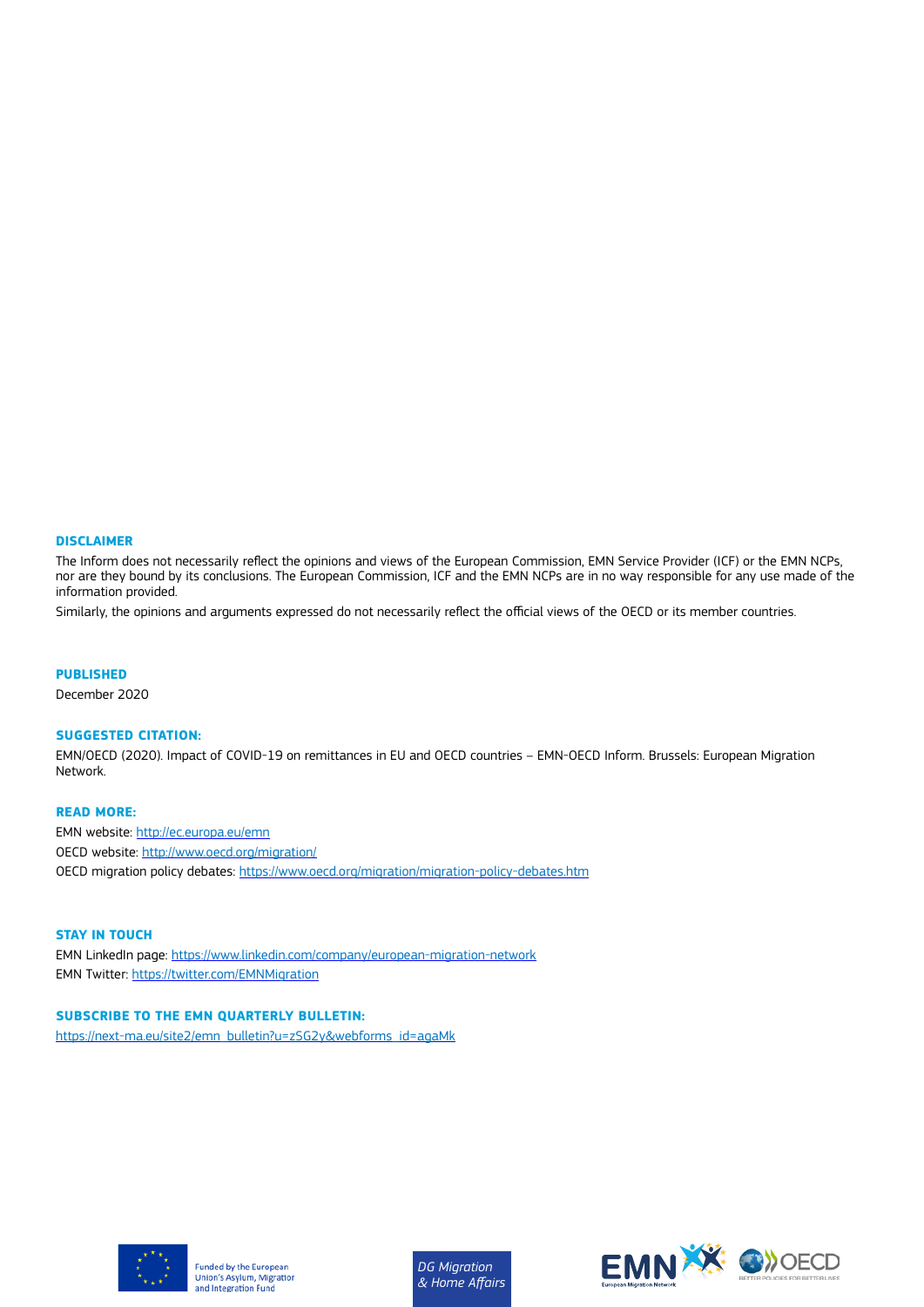**DISCLAIMER**

The Inform does not necessarily reflect the opinions and views of the European Commission, EMN Service Provider (ICF) or the EMN NCPs, nor are they bound by its conclusions. The European Commission, ICF and the EMN NCPs are in no way responsible for any use made of the information provided.

Similarly, the opinions and arguments expressed do not necessarily reflect the official views of the OECD or its member countries.

**PUBLISHED**

December 2020

**SUGGESTED CITATION:**

EMN/OECD (2020). Impact of COVID-19 on remittances in EU and OECD countries – EMN-OECD Inform. Brussels: European Migration Network.

**READ MORE:**

EMN website: http://ec.europa.eu/emn
OECD website: http://www.oecd.org/migration/
OECD migration policy debates: https://www.oecd.org/migration/migration-policy-debates.htm

**STAY IN TOUCH**

EMN LinkedIn page: https://www.linkedin.com/company/european-migration-network
EMN Twitter: https://twitter.com/EMNMigration

**SUBSCRIBE TO THE EMN QUARTERLY BULLETIN:**

https://next-ma.eu/site2/emn_bulletin?u=zSG2y&webforms_id=agaMk

Funded by the European Union's Asylum, Migration and Integration Fund

*DG Migration & Home Affairs*